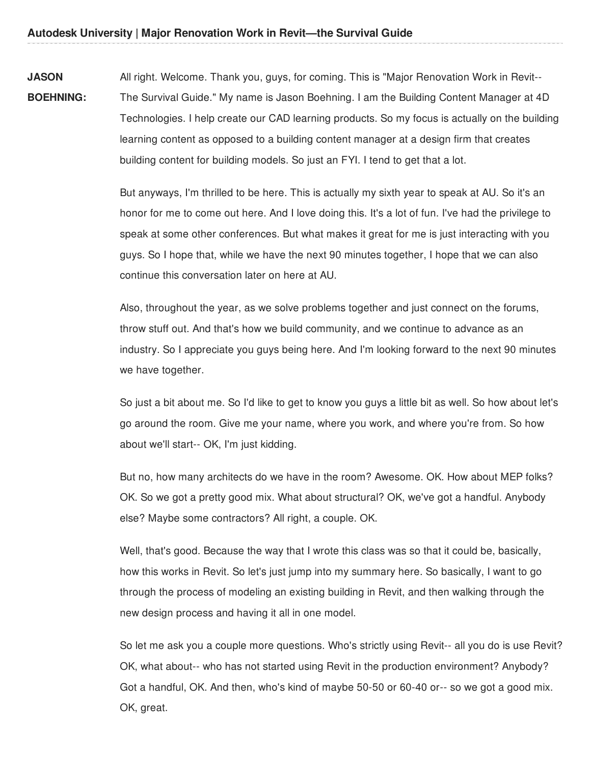**JASON BOEHNING:** All right. Welcome. Thank you, guys, for coming. This is "Major Renovation Work in Revit-- The Survival Guide." My name is Jason Boehning. I am the Building Content Manager at 4D Technologies. I help create our CAD learning products. So my focus is actually on the building learning content as opposed to a building content manager at a design firm that creates building content for building models. So just an FYI. I tend to get that a lot.

But anyways, I'm thrilled to be here. This is actually my sixth year to speak at AU. So it's an honor for me to come out here. And I love doing this. It's a lot of fun. I've had the privilege to speak at some other conferences. But what makes it great for me is just interacting with you guys. So I hope that, while we have the next 90 minutes together, I hope that we can also continue this conversation later on here at AU.

Also, throughout the year, as we solve problems together and just connect on the forums, throw stuff out. And that's how we build community, and we continue to advance as an industry. So I appreciate you guys being here. And I'm looking forward to the next 90 minutes we have together.

So just a bit about me. So I'd like to get to know you guys a little bit as well. So how about let's go around the room. Give me your name, where you work, and where you're from. So how about we'll start-- OK, I'm just kidding.

But no, how many architects do we have in the room? Awesome. OK. How about MEP folks? OK. So we got a pretty good mix. What about structural? OK, we've got a handful. Anybody else? Maybe some contractors? All right, a couple. OK.

Well, that's good. Because the way that I wrote this class was so that it could be, basically, how this works in Revit. So let's just jump into my summary here. So basically, I want to go through the process of modeling an existing building in Revit, and then walking through the new design process and having it all in one model.

So let me ask you a couple more questions. Who's strictly using Revit-- all you do is use Revit? OK, what about-- who has not started using Revit in the production environment? Anybody? Got a handful, OK. And then, who's kind of maybe 50-50 or 60-40 or-- so we got a good mix. OK, great.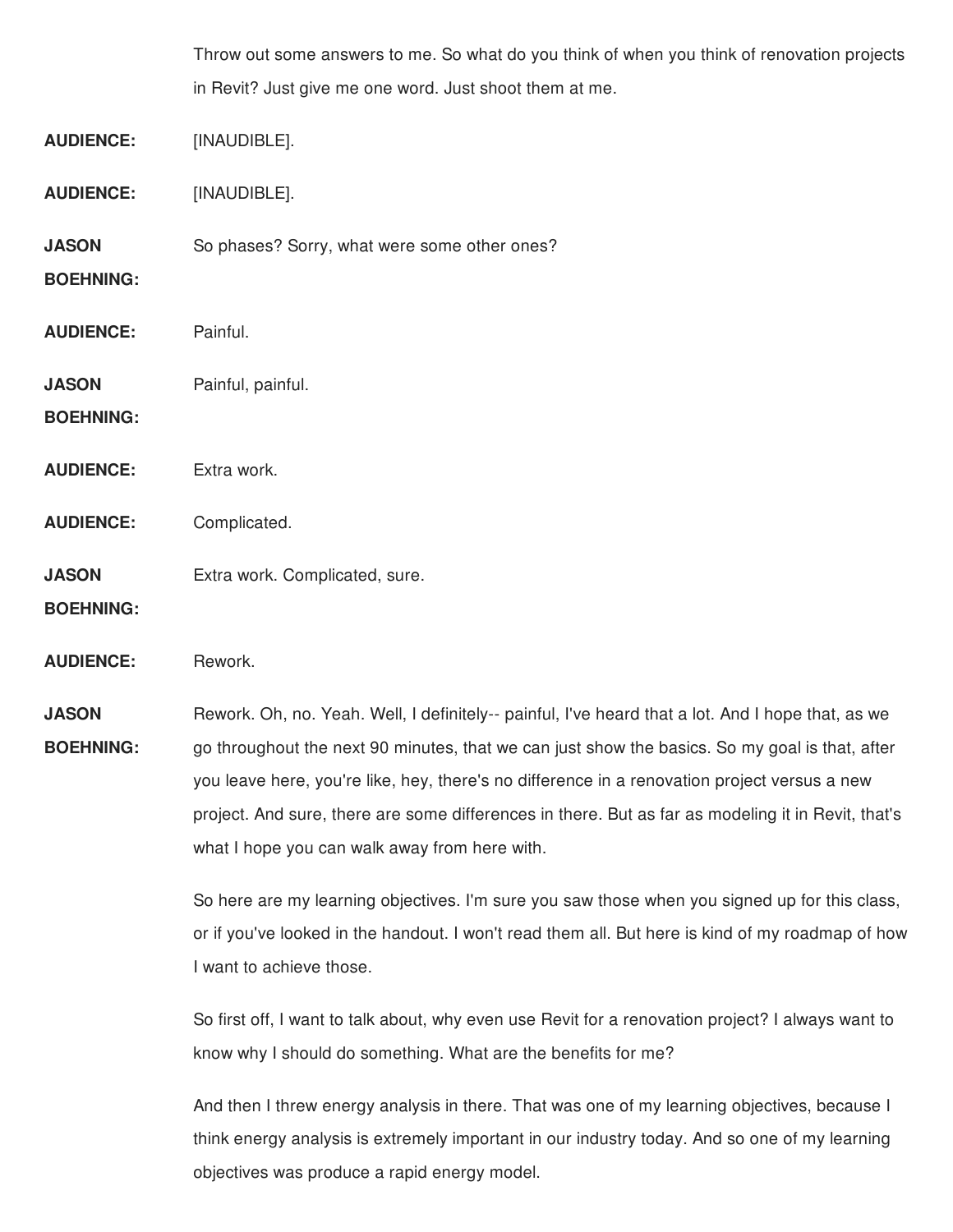Throw out some answers to me. So what do you think of when you think of renovation projects in Revit? Just give me one word. Just shoot them at me.

**AUDIENCE:** [INAUDIBLE].

**AUDIENCE:** [INAUDIBLE].

**JASON BOEHNING:** So phases? Sorry, what were some other ones?

**AUDIENCE:** Painful.

**JASON BOEHNING:** Painful, painful.

**AUDIENCE:** Extra work.

**AUDIENCE:** Complicated.

**JASON BOEHNING:** Extra work. Complicated, sure.

**AUDIENCE:** Rework.

**JASON BOEHNING:** Rework. Oh, no. Yeah. Well, I definitely-- painful, I've heard that a lot. And I hope that, as we go throughout the next 90 minutes, that we can just show the basics. So my goal is that, after you leave here, you're like, hey, there's no difference in a renovation project versus a new project. And sure, there are some differences in there. But as far as modeling it in Revit, that's what I hope you can walk away from here with.

So here are my learning objectives. I'm sure you saw those when you signed up for this class, or if you've looked in the handout. I won't read them all. But here is kind of my roadmap of how I want to achieve those.

So first off, I want to talk about, why even use Revit for a renovation project? I always want to know why I should do something. What are the benefits for me?

And then I threw energy analysis in there. That was one of my learning objectives, because I think energy analysis is extremely important in our industry today. And so one of my learning objectives was produce a rapid energy model.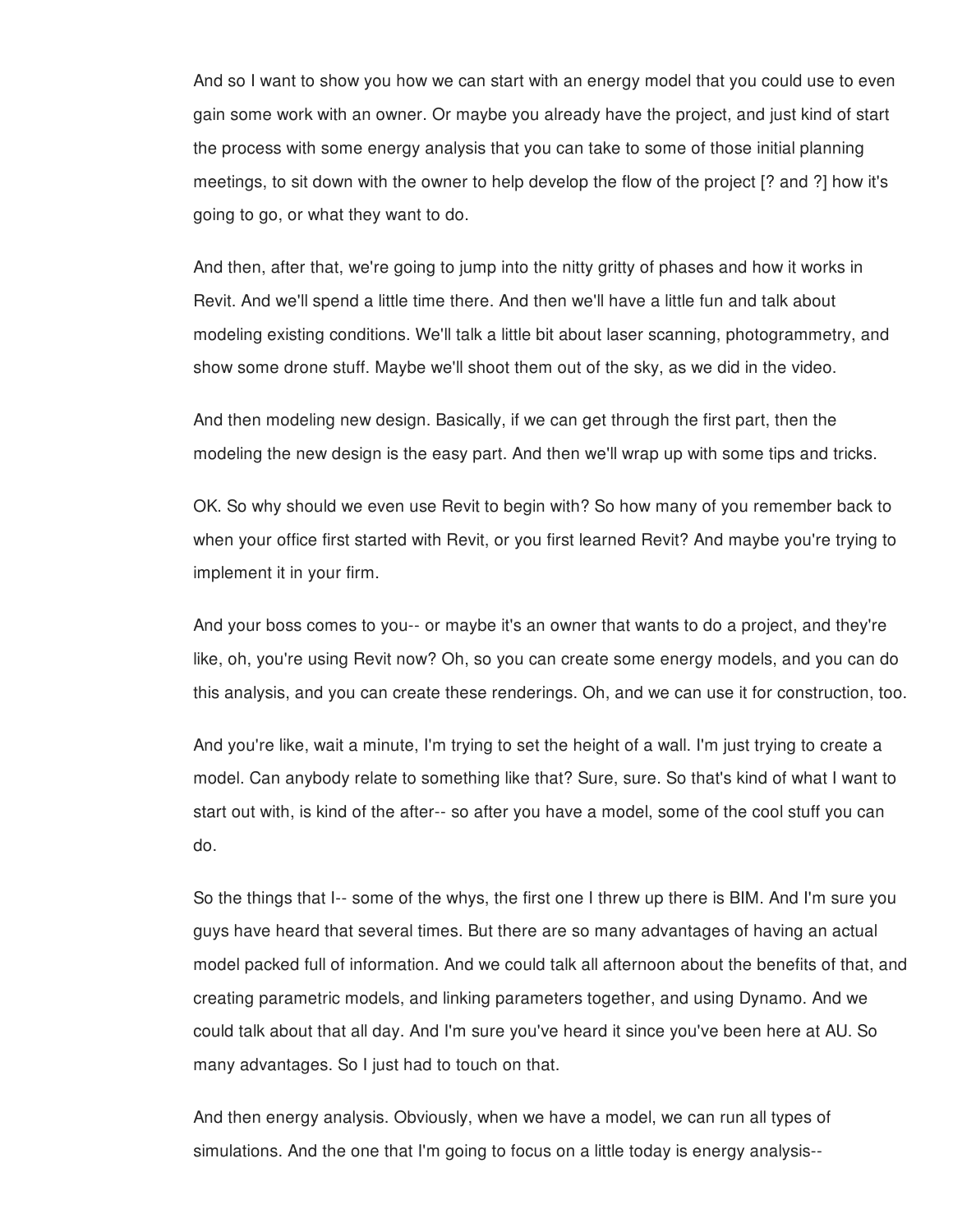And so I want to show you how we can start with an energy model that you could use to even gain some work with an owner. Or maybe you already have the project, and just kind of start the process with some energy analysis that you can take to some of those initial planning meetings, to sit down with the owner to help develop the flow of the project [? and ?] how it's going to go, or what they want to do.

And then, after that, we're going to jump into the nitty gritty of phases and how it works in Revit. And we'll spend a little time there. And then we'll have a little fun and talk about modeling existing conditions. We'll talk a little bit about laser scanning, photogrammetry, and show some drone stuff. Maybe we'll shoot them out of the sky, as we did in the video.

And then modeling new design. Basically, if we can get through the first part, then the modeling the new design is the easy part. And then we'll wrap up with some tips and tricks.

OK. So why should we even use Revit to begin with? So how many of you remember back to when your office first started with Revit, or you first learned Revit? And maybe you're trying to implement it in your firm.

And your boss comes to you-- or maybe it's an owner that wants to do a project, and they're like, oh, you're using Revit now? Oh, so you can create some energy models, and you can do this analysis, and you can create these renderings. Oh, and we can use it for construction, too.

And you're like, wait a minute, I'm trying to set the height of a wall. I'm just trying to create a model. Can anybody relate to something like that? Sure, sure. So that's kind of what I want to start out with, is kind of the after-- so after you have a model, some of the cool stuff you can do.

So the things that I-- some of the whys, the first one I threw up there is BIM. And I'm sure you guys have heard that several times. But there are so many advantages of having an actual model packed full of information. And we could talk all afternoon about the benefits of that, and creating parametric models, and linking parameters together, and using Dynamo. And we could talk about that all day. And I'm sure you've heard it since you've been here at AU. So many advantages. So I just had to touch on that.

And then energy analysis. Obviously, when we have a model, we can run all types of simulations. And the one that I'm going to focus on a little today is energy analysis--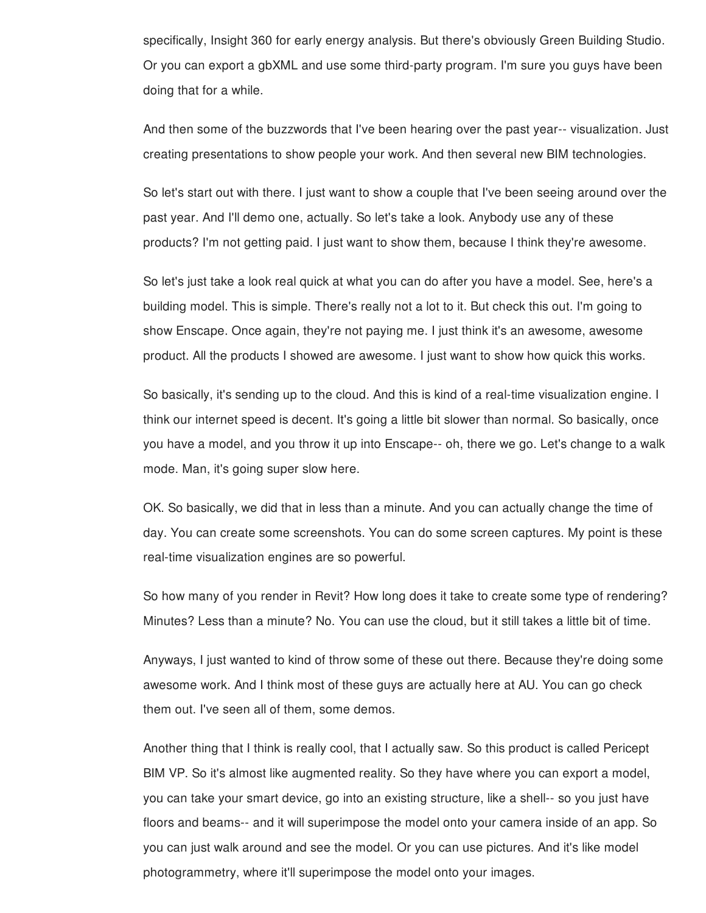specifically, Insight 360 for early energy analysis. But there's obviously Green Building Studio. Or you can export a gbXML and use some third-party program. I'm sure you guys have been doing that for a while.

And then some of the buzzwords that I've been hearing over the past year-- visualization. Just creating presentations to show people your work. And then several new BIM technologies.

So let's start out with there. I just want to show a couple that I've been seeing around over the past year. And I'll demo one, actually. So let's take a look. Anybody use any of these products? I'm not getting paid. I just want to show them, because I think they're awesome.

So let's just take a look real quick at what you can do after you have a model. See, here's a building model. This is simple. There's really not a lot to it. But check this out. I'm going to show Enscape. Once again, they're not paying me. I just think it's an awesome, awesome product. All the products I showed are awesome. I just want to show how quick this works.

So basically, it's sending up to the cloud. And this is kind of a real-time visualization engine. I think our internet speed is decent. It's going a little bit slower than normal. So basically, once you have a model, and you throw it up into Enscape-- oh, there we go. Let's change to a walk mode. Man, it's going super slow here.

OK. So basically, we did that in less than a minute. And you can actually change the time of day. You can create some screenshots. You can do some screen captures. My point is these real-time visualization engines are so powerful.

So how many of you render in Revit? How long does it take to create some type of rendering? Minutes? Less than a minute? No. You can use the cloud, but it still takes a little bit of time.

Anyways, I just wanted to kind of throw some of these out there. Because they're doing some awesome work. And I think most of these guys are actually here at AU. You can go check them out. I've seen all of them, some demos.

Another thing that I think is really cool, that I actually saw. So this product is called Pericept BIM VP. So it's almost like augmented reality. So they have where you can export a model, you can take your smart device, go into an existing structure, like a shell-- so you just have floors and beams-- and it will superimpose the model onto your camera inside of an app. So you can just walk around and see the model. Or you can use pictures. And it's like model photogrammetry, where it'll superimpose the model onto your images.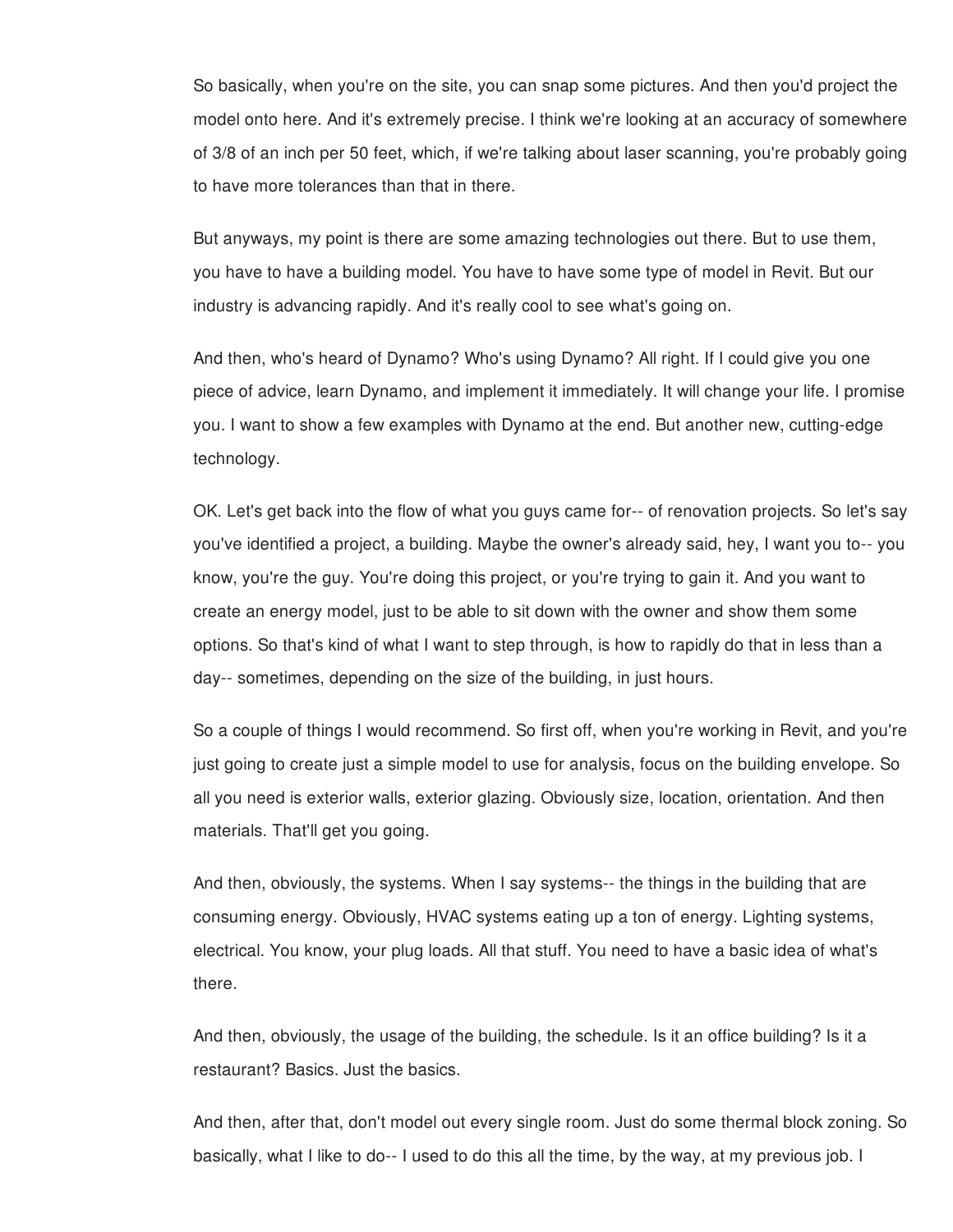So basically, when you're on the site, you can snap some pictures. And then you'd project the model onto here. And it's extremely precise. I think we're looking at an accuracy of somewhere of 3/8 of an inch per 50 feet, which, if we're talking about laser scanning, you're probably going to have more tolerances than that in there.

But anyways, my point is there are some amazing technologies out there. But to use them, you have to have a building model. You have to have some type of model in Revit. But our industry is advancing rapidly. And it's really cool to see what's going on.

And then, who's heard of Dynamo? Who's using Dynamo? All right. If I could give you one piece of advice, learn Dynamo, and implement it immediately. It will change your life. I promise you. I want to show a few examples with Dynamo at the end. But another new, cutting-edge technology.

OK. Let's get back into the flow of what you guys came for-- of renovation projects. So let's say you've identified a project, a building. Maybe the owner's already said, hey, I want you to-- you know, you're the guy. You're doing this project, or you're trying to gain it. And you want to create an energy model, just to be able to sit down with the owner and show them some options. So that's kind of what I want to step through, is how to rapidly do that in less than a day-- sometimes, depending on the size of the building, in just hours.

So a couple of things I would recommend. So first off, when you're working in Revit, and you're just going to create just a simple model to use for analysis, focus on the building envelope. So all you need is exterior walls, exterior glazing. Obviously size, location, orientation. And then materials. That'll get you going.

And then, obviously, the systems. When I say systems-- the things in the building that are consuming energy. Obviously, HVAC systems eating up a ton of energy. Lighting systems, electrical. You know, your plug loads. All that stuff. You need to have a basic idea of what's there.

And then, obviously, the usage of the building, the schedule. Is it an office building? Is it a restaurant? Basics. Just the basics.

And then, after that, don't model out every single room. Just do some thermal block zoning. So basically, what I like to do-- I used to do this all the time, by the way, at my previous job. I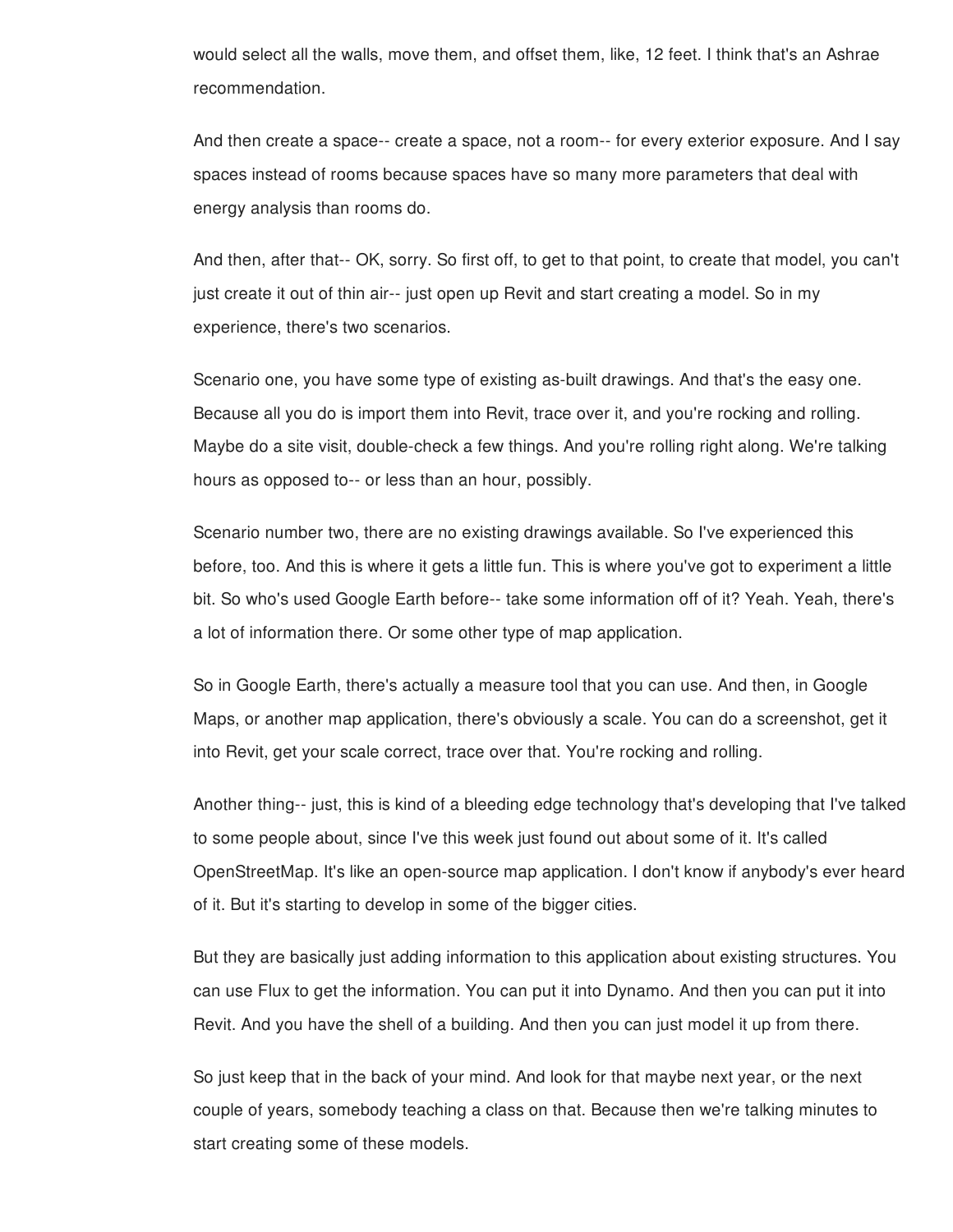would select all the walls, move them, and offset them, like, 12 feet. I think that's an Ashrae recommendation.

And then create a space-- create a space, not a room-- for every exterior exposure. And I say spaces instead of rooms because spaces have so many more parameters that deal with energy analysis than rooms do.

And then, after that-- OK, sorry. So first off, to get to that point, to create that model, you can't just create it out of thin air-- just open up Revit and start creating a model. So in my experience, there's two scenarios.

Scenario one, you have some type of existing as-built drawings. And that's the easy one. Because all you do is import them into Revit, trace over it, and you're rocking and rolling. Maybe do a site visit, double-check a few things. And you're rolling right along. We're talking hours as opposed to-- or less than an hour, possibly.

Scenario number two, there are no existing drawings available. So I've experienced this before, too. And this is where it gets a little fun. This is where you've got to experiment a little bit. So who's used Google Earth before-- take some information off of it? Yeah. Yeah, there's a lot of information there. Or some other type of map application.

So in Google Earth, there's actually a measure tool that you can use. And then, in Google Maps, or another map application, there's obviously a scale. You can do a screenshot, get it into Revit, get your scale correct, trace over that. You're rocking and rolling.

Another thing-- just, this is kind of a bleeding edge technology that's developing that I've talked to some people about, since I've this week just found out about some of it. It's called OpenStreetMap. It's like an open-source map application. I don't know if anybody's ever heard of it. But it's starting to develop in some of the bigger cities.

But they are basically just adding information to this application about existing structures. You can use Flux to get the information. You can put it into Dynamo. And then you can put it into Revit. And you have the shell of a building. And then you can just model it up from there.

So just keep that in the back of your mind. And look for that maybe next year, or the next couple of years, somebody teaching a class on that. Because then we're talking minutes to start creating some of these models.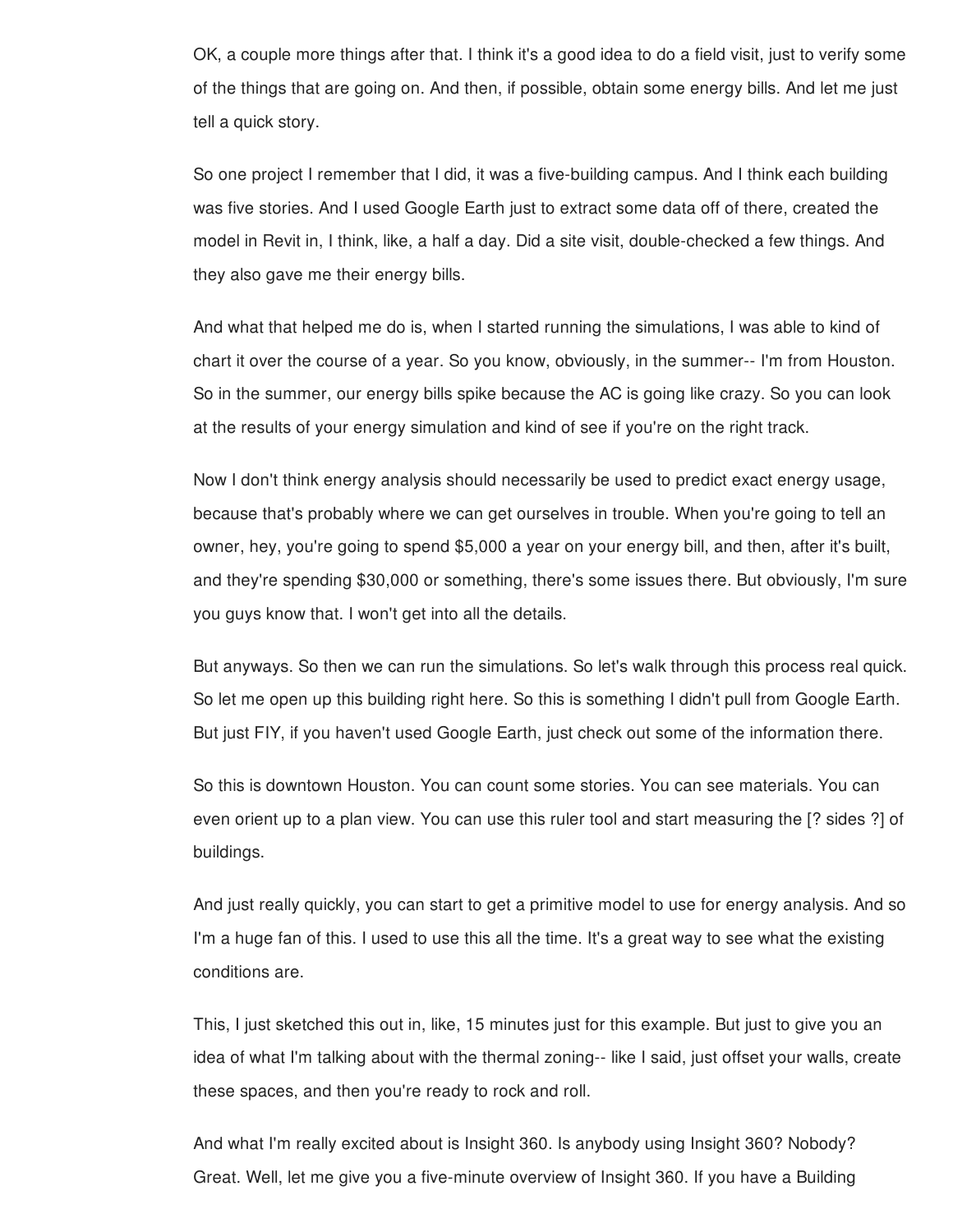OK, a couple more things after that. I think it's a good idea to do a field visit, just to verify some of the things that are going on. And then, if possible, obtain some energy bills. And let me just tell a quick story.

So one project I remember that I did, it was a five-building campus. And I think each building was five stories. And I used Google Earth just to extract some data off of there, created the model in Revit in, I think, like, a half a day. Did a site visit, double-checked a few things. And they also gave me their energy bills.

And what that helped me do is, when I started running the simulations, I was able to kind of chart it over the course of a year. So you know, obviously, in the summer-- I'm from Houston. So in the summer, our energy bills spike because the AC is going like crazy. So you can look at the results of your energy simulation and kind of see if you're on the right track.

Now I don't think energy analysis should necessarily be used to predict exact energy usage, because that's probably where we can get ourselves in trouble. When you're going to tell an owner, hey, you're going to spend $5,000 a year on your energy bill, and then, after it's built, and they're spending $30,000 or something, there's some issues there. But obviously, I'm sure you guys know that. I won't get into all the details.

But anyways. So then we can run the simulations. So let's walk through this process real quick. So let me open up this building right here. So this is something I didn't pull from Google Earth. But just FIY, if you haven't used Google Earth, just check out some of the information there.

So this is downtown Houston. You can count some stories. You can see materials. You can even orient up to a plan view. You can use this ruler tool and start measuring the [? sides ?] of buildings.

And just really quickly, you can start to get a primitive model to use for energy analysis. And so I'm a huge fan of this. I used to use this all the time. It's a great way to see what the existing conditions are.

This, I just sketched this out in, like, 15 minutes just for this example. But just to give you an idea of what I'm talking about with the thermal zoning-- like I said, just offset your walls, create these spaces, and then you're ready to rock and roll.

And what I'm really excited about is Insight 360. Is anybody using Insight 360? Nobody? Great. Well, let me give you a five-minute overview of Insight 360. If you have a Building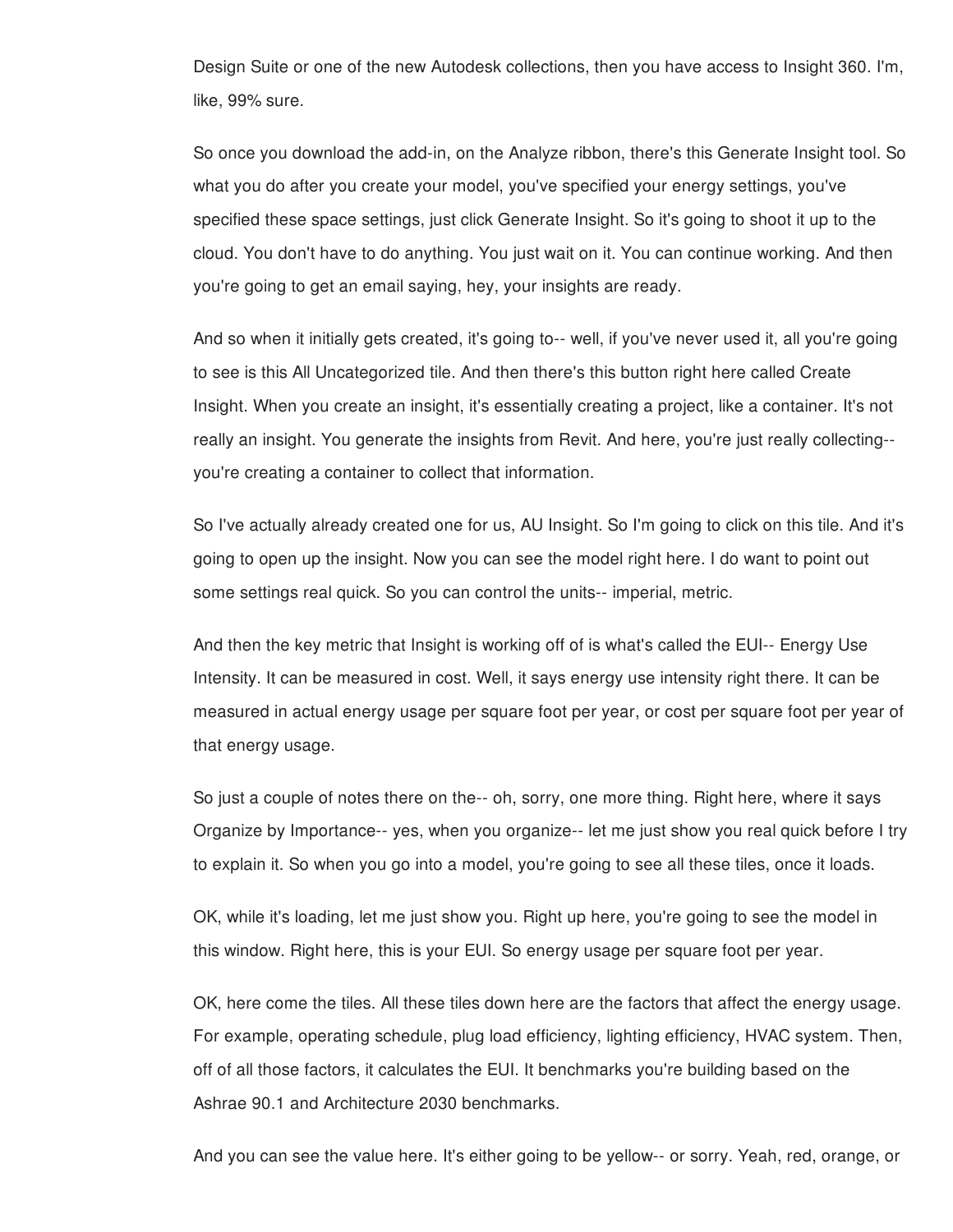Design Suite or one of the new Autodesk collections, then you have access to Insight 360. I'm, like, 99% sure.

So once you download the add-in, on the Analyze ribbon, there's this Generate Insight tool. So what you do after you create your model, you've specified your energy settings, you've specified these space settings, just click Generate Insight. So it's going to shoot it up to the cloud. You don't have to do anything. You just wait on it. You can continue working. And then you're going to get an email saying, hey, your insights are ready.

And so when it initially gets created, it's going to-- well, if you've never used it, all you're going to see is this All Uncategorized tile. And then there's this button right here called Create Insight. When you create an insight, it's essentially creating a project, like a container. It's not really an insight. You generate the insights from Revit. And here, you're just really collecting-- you're creating a container to collect that information.

So I've actually already created one for us, AU Insight. So I'm going to click on this tile. And it's going to open up the insight. Now you can see the model right here. I do want to point out some settings real quick. So you can control the units-- imperial, metric.

And then the key metric that Insight is working off of is what's called the EUI-- Energy Use Intensity. It can be measured in cost. Well, it says energy use intensity right there. It can be measured in actual energy usage per square foot per year, or cost per square foot per year of that energy usage.

So just a couple of notes there on the-- oh, sorry, one more thing. Right here, where it says Organize by Importance-- yes, when you organize-- let me just show you real quick before I try to explain it. So when you go into a model, you're going to see all these tiles, once it loads.

OK, while it's loading, let me just show you. Right up here, you're going to see the model in this window. Right here, this is your EUI. So energy usage per square foot per year.

OK, here come the tiles. All these tiles down here are the factors that affect the energy usage. For example, operating schedule, plug load efficiency, lighting efficiency, HVAC system. Then, off of all those factors, it calculates the EUI. It benchmarks you're building based on the Ashrae 90.1 and Architecture 2030 benchmarks.

And you can see the value here. It's either going to be yellow-- or sorry. Yeah, red, orange, or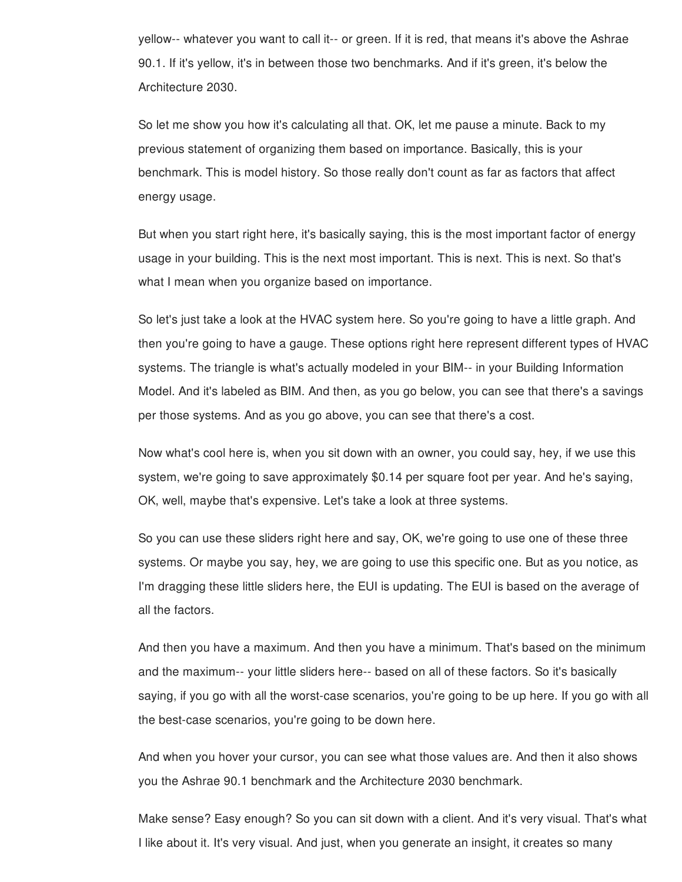yellow-- whatever you want to call it-- or green. If it is red, that means it's above the Ashrae 90.1. If it's yellow, it's in between those two benchmarks. And if it's green, it's below the Architecture 2030.

So let me show you how it's calculating all that. OK, let me pause a minute. Back to my previous statement of organizing them based on importance. Basically, this is your benchmark. This is model history. So those really don't count as far as factors that affect energy usage.

But when you start right here, it's basically saying, this is the most important factor of energy usage in your building. This is the next most important. This is next. This is next. So that's what I mean when you organize based on importance.

So let's just take a look at the HVAC system here. So you're going to have a little graph. And then you're going to have a gauge. These options right here represent different types of HVAC systems. The triangle is what's actually modeled in your BIM-- in your Building Information Model. And it's labeled as BIM. And then, as you go below, you can see that there's a savings per those systems. And as you go above, you can see that there's a cost.

Now what's cool here is, when you sit down with an owner, you could say, hey, if we use this system, we're going to save approximately $0.14 per square foot per year. And he's saying, OK, well, maybe that's expensive. Let's take a look at three systems.

So you can use these sliders right here and say, OK, we're going to use one of these three systems. Or maybe you say, hey, we are going to use this specific one. But as you notice, as I'm dragging these little sliders here, the EUI is updating. The EUI is based on the average of all the factors.

And then you have a maximum. And then you have a minimum. That's based on the minimum and the maximum-- your little sliders here-- based on all of these factors. So it's basically saying, if you go with all the worst-case scenarios, you're going to be up here. If you go with all the best-case scenarios, you're going to be down here.

And when you hover your cursor, you can see what those values are. And then it also shows you the Ashrae 90.1 benchmark and the Architecture 2030 benchmark.

Make sense? Easy enough? So you can sit down with a client. And it's very visual. That's what I like about it. It's very visual. And just, when you generate an insight, it creates so many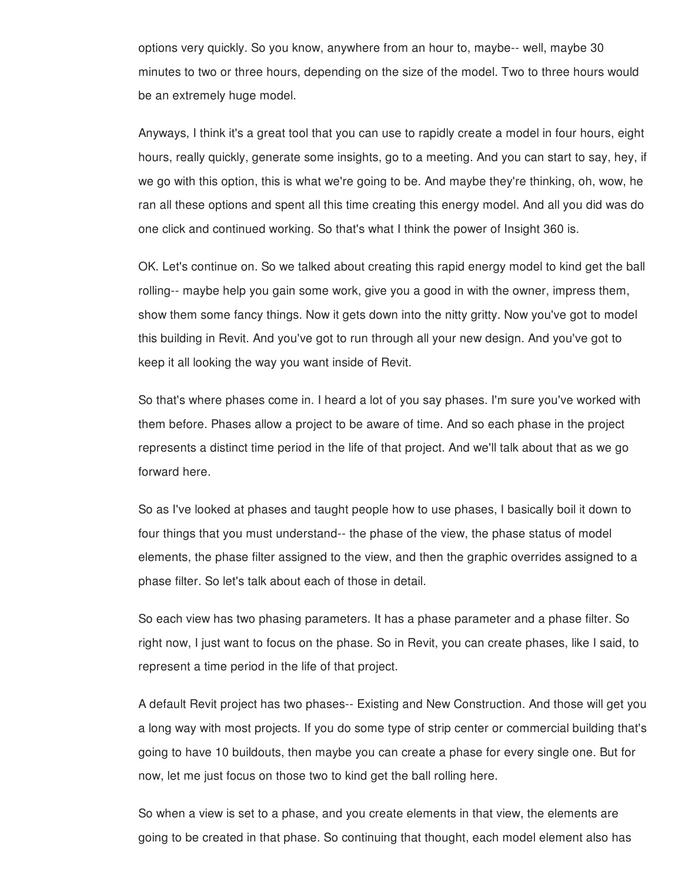options very quickly. So you know, anywhere from an hour to, maybe-- well, maybe 30 minutes to two or three hours, depending on the size of the model. Two to three hours would be an extremely huge model.

Anyways, I think it's a great tool that you can use to rapidly create a model in four hours, eight hours, really quickly, generate some insights, go to a meeting. And you can start to say, hey, if we go with this option, this is what we're going to be. And maybe they're thinking, oh, wow, he ran all these options and spent all this time creating this energy model. And all you did was do one click and continued working. So that's what I think the power of Insight 360 is.

OK. Let's continue on. So we talked about creating this rapid energy model to kind get the ball rolling-- maybe help you gain some work, give you a good in with the owner, impress them, show them some fancy things. Now it gets down into the nitty gritty. Now you've got to model this building in Revit. And you've got to run through all your new design. And you've got to keep it all looking the way you want inside of Revit.

So that's where phases come in. I heard a lot of you say phases. I'm sure you've worked with them before. Phases allow a project to be aware of time. And so each phase in the project represents a distinct time period in the life of that project. And we'll talk about that as we go forward here.

So as I've looked at phases and taught people how to use phases, I basically boil it down to four things that you must understand-- the phase of the view, the phase status of model elements, the phase filter assigned to the view, and then the graphic overrides assigned to a phase filter. So let's talk about each of those in detail.

So each view has two phasing parameters. It has a phase parameter and a phase filter. So right now, I just want to focus on the phase. So in Revit, you can create phases, like I said, to represent a time period in the life of that project.

A default Revit project has two phases-- Existing and New Construction. And those will get you a long way with most projects. If you do some type of strip center or commercial building that's going to have 10 buildouts, then maybe you can create a phase for every single one. But for now, let me just focus on those two to kind get the ball rolling here.

So when a view is set to a phase, and you create elements in that view, the elements are going to be created in that phase. So continuing that thought, each model element also has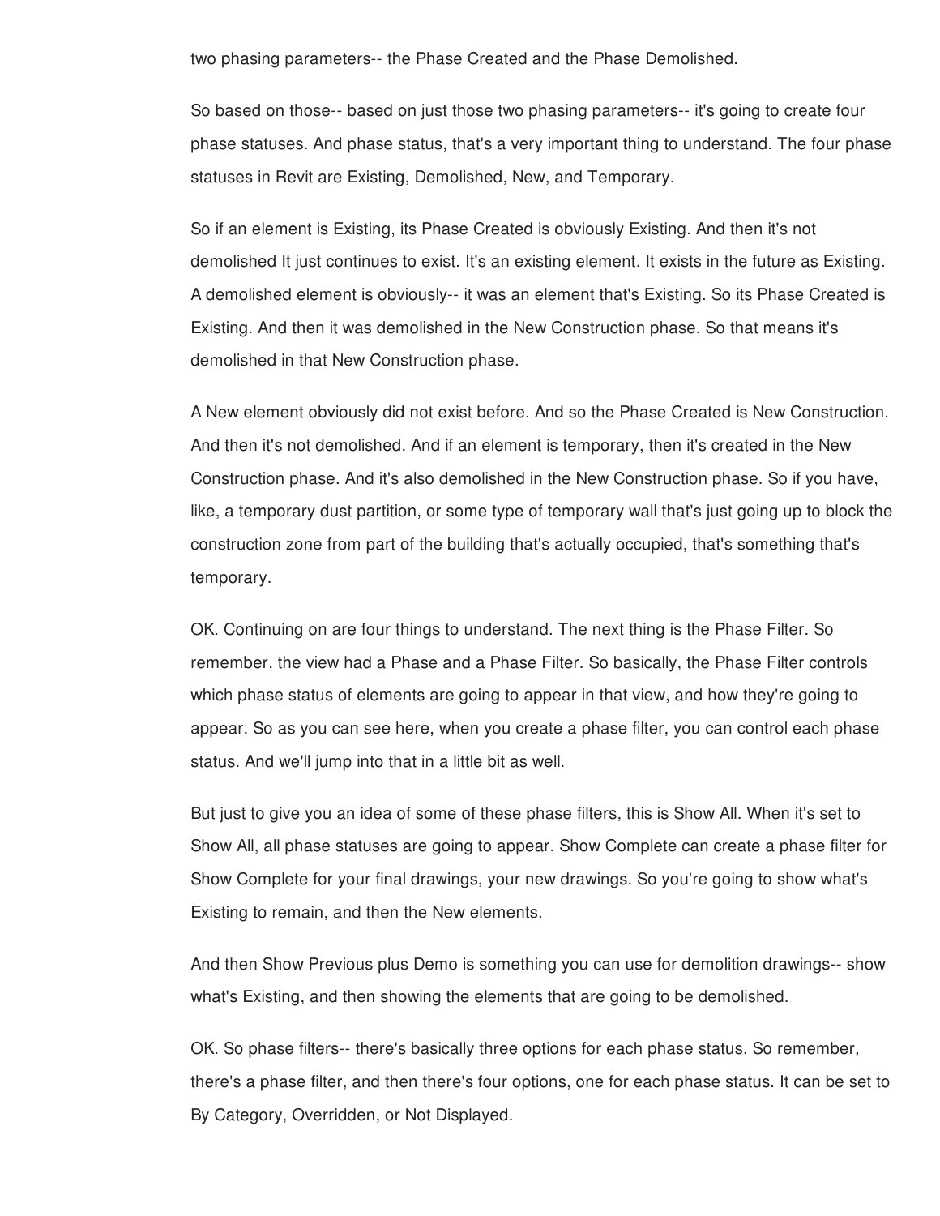two phasing parameters-- the Phase Created and the Phase Demolished.

So based on those-- based on just those two phasing parameters-- it's going to create four phase statuses. And phase status, that's a very important thing to understand. The four phase statuses in Revit are Existing, Demolished, New, and Temporary.

So if an element is Existing, its Phase Created is obviously Existing. And then it's not demolished It just continues to exist. It's an existing element. It exists in the future as Existing. A demolished element is obviously-- it was an element that's Existing. So its Phase Created is Existing. And then it was demolished in the New Construction phase. So that means it's demolished in that New Construction phase.

A New element obviously did not exist before. And so the Phase Created is New Construction. And then it's not demolished. And if an element is temporary, then it's created in the New Construction phase. And it's also demolished in the New Construction phase. So if you have, like, a temporary dust partition, or some type of temporary wall that's just going up to block the construction zone from part of the building that's actually occupied, that's something that's temporary.

OK. Continuing on are four things to understand. The next thing is the Phase Filter. So remember, the view had a Phase and a Phase Filter. So basically, the Phase Filter controls which phase status of elements are going to appear in that view, and how they're going to appear. So as you can see here, when you create a phase filter, you can control each phase status. And we'll jump into that in a little bit as well.

But just to give you an idea of some of these phase filters, this is Show All. When it's set to Show All, all phase statuses are going to appear. Show Complete can create a phase filter for Show Complete for your final drawings, your new drawings. So you're going to show what's Existing to remain, and then the New elements.

And then Show Previous plus Demo is something you can use for demolition drawings-- show what's Existing, and then showing the elements that are going to be demolished.

OK. So phase filters-- there's basically three options for each phase status. So remember, there's a phase filter, and then there's four options, one for each phase status. It can be set to By Category, Overridden, or Not Displayed.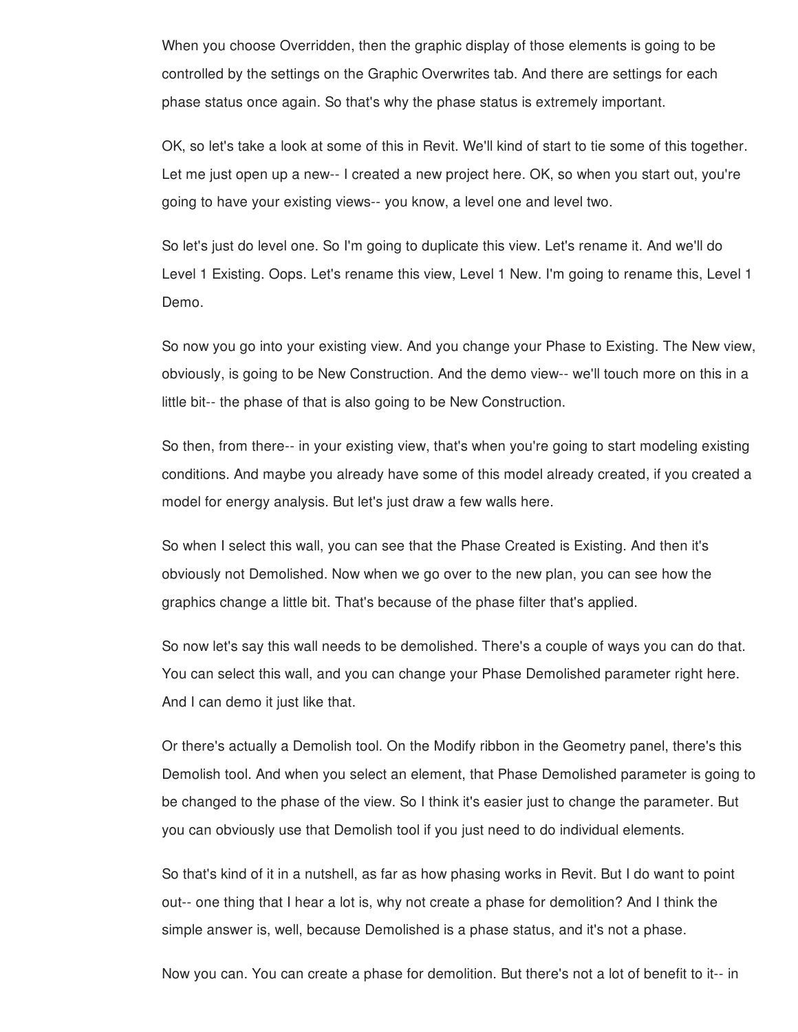When you choose Overridden, then the graphic display of those elements is going to be controlled by the settings on the Graphic Overwrites tab. And there are settings for each phase status once again. So that's why the phase status is extremely important.

OK, so let's take a look at some of this in Revit. We'll kind of start to tie some of this together. Let me just open up a new-- I created a new project here. OK, so when you start out, you're going to have your existing views-- you know, a level one and level two.

So let's just do level one. So I'm going to duplicate this view. Let's rename it. And we'll do Level 1 Existing. Oops. Let's rename this view, Level 1 New. I'm going to rename this, Level 1 Demo.

So now you go into your existing view. And you change your Phase to Existing. The New view, obviously, is going to be New Construction. And the demo view-- we'll touch more on this in a little bit-- the phase of that is also going to be New Construction.

So then, from there-- in your existing view, that's when you're going to start modeling existing conditions. And maybe you already have some of this model already created, if you created a model for energy analysis. But let's just draw a few walls here.

So when I select this wall, you can see that the Phase Created is Existing. And then it's obviously not Demolished. Now when we go over to the new plan, you can see how the graphics change a little bit. That's because of the phase filter that's applied.

So now let's say this wall needs to be demolished. There's a couple of ways you can do that. You can select this wall, and you can change your Phase Demolished parameter right here. And I can demo it just like that.

Or there's actually a Demolish tool. On the Modify ribbon in the Geometry panel, there's this Demolish tool. And when you select an element, that Phase Demolished parameter is going to be changed to the phase of the view. So I think it's easier just to change the parameter. But you can obviously use that Demolish tool if you just need to do individual elements.

So that's kind of it in a nutshell, as far as how phasing works in Revit. But I do want to point out-- one thing that I hear a lot is, why not create a phase for demolition? And I think the simple answer is, well, because Demolished is a phase status, and it's not a phase.

Now you can. You can create a phase for demolition. But there's not a lot of benefit to it-- in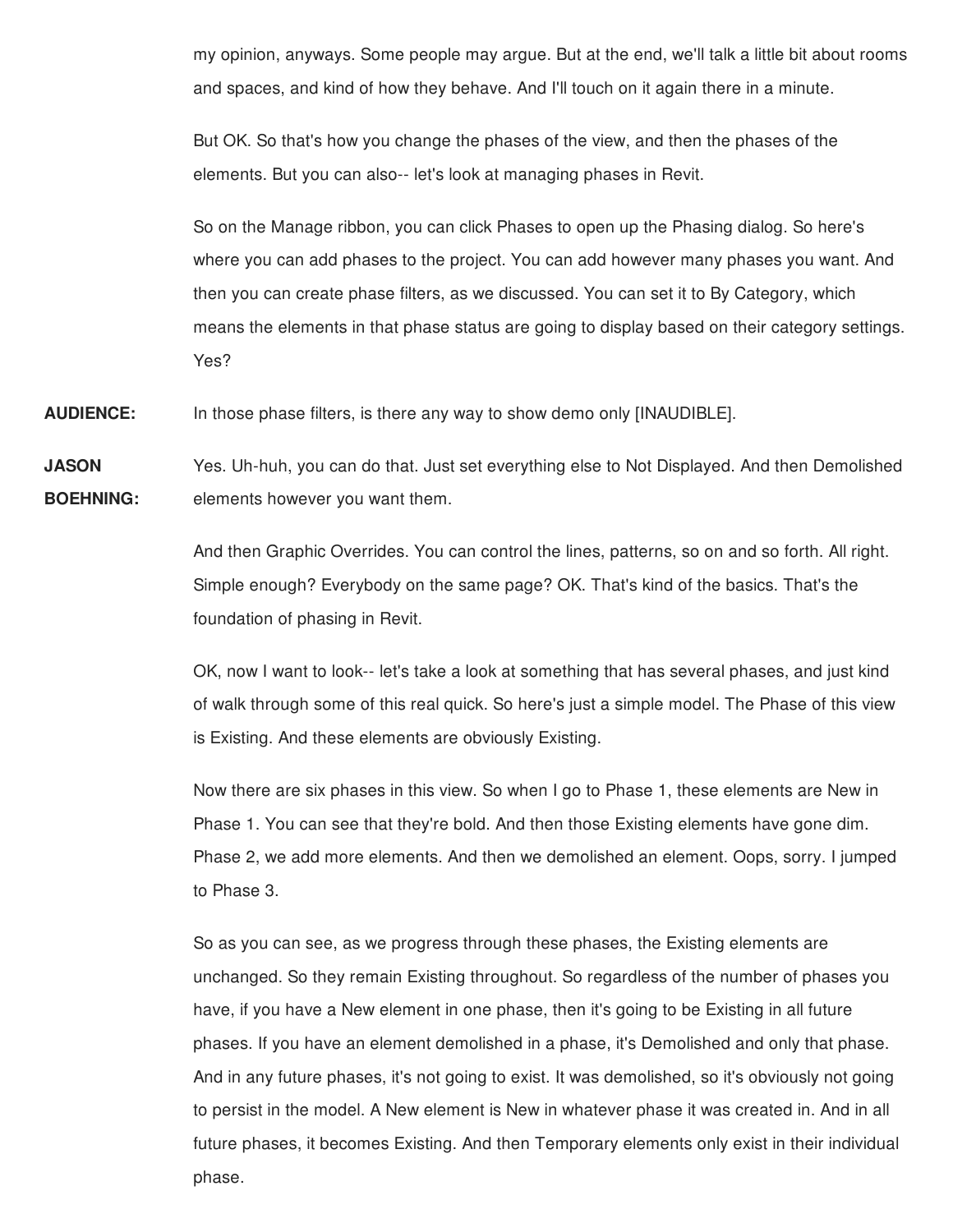my opinion, anyways. Some people may argue. But at the end, we'll talk a little bit about rooms and spaces, and kind of how they behave. And I'll touch on it again there in a minute.

But OK. So that's how you change the phases of the view, and then the phases of the elements. But you can also-- let's look at managing phases in Revit.

So on the Manage ribbon, you can click Phases to open up the Phasing dialog. So here's where you can add phases to the project. You can add however many phases you want. And then you can create phase filters, as we discussed. You can set it to By Category, which means the elements in that phase status are going to display based on their category settings. Yes?

**AUDIENCE:** In those phase filters, is there any way to show demo only [INAUDIBLE].

**JASON BOEHNING:** Yes. Uh-huh, you can do that. Just set everything else to Not Displayed. And then Demolished elements however you want them.

And then Graphic Overrides. You can control the lines, patterns, so on and so forth. All right. Simple enough? Everybody on the same page? OK. That's kind of the basics. That's the foundation of phasing in Revit.

OK, now I want to look-- let's take a look at something that has several phases, and just kind of walk through some of this real quick. So here's just a simple model. The Phase of this view is Existing. And these elements are obviously Existing.

Now there are six phases in this view. So when I go to Phase 1, these elements are New in Phase 1. You can see that they're bold. And then those Existing elements have gone dim. Phase 2, we add more elements. And then we demolished an element. Oops, sorry. I jumped to Phase 3.

So as you can see, as we progress through these phases, the Existing elements are unchanged. So they remain Existing throughout. So regardless of the number of phases you have, if you have a New element in one phase, then it's going to be Existing in all future phases. If you have an element demolished in a phase, it's Demolished and only that phase. And in any future phases, it's not going to exist. It was demolished, so it's obviously not going to persist in the model. A New element is New in whatever phase it was created in. And in all future phases, it becomes Existing. And then Temporary elements only exist in their individual phase.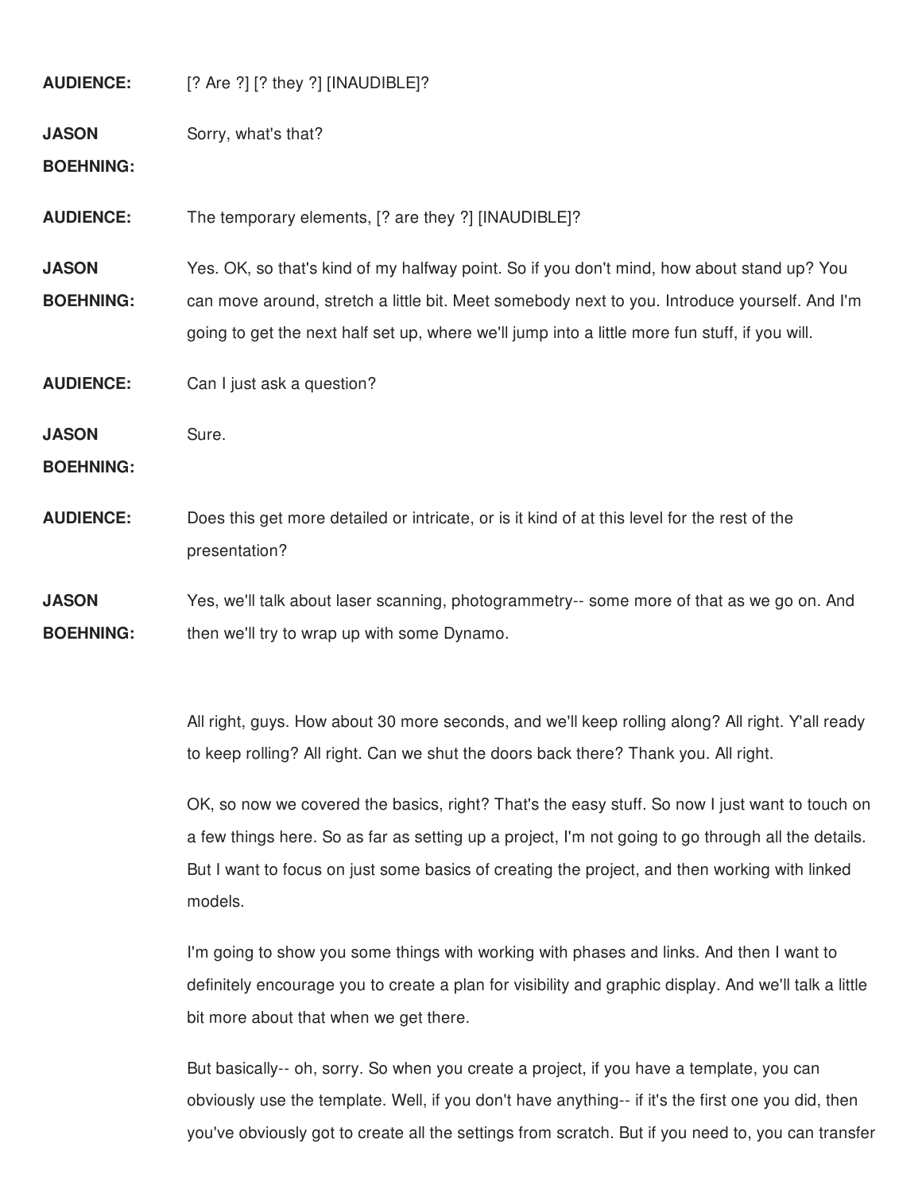**AUDIENCE:** [? Are ?] [? they ?] [INAUDIBLE]?

**JASON BOEHNING:** Sorry, what's that?

**AUDIENCE:** The temporary elements, [? are they ?] [INAUDIBLE]?

**JASON BOEHNING:** Yes. OK, so that's kind of my halfway point. So if you don't mind, how about stand up? You can move around, stretch a little bit. Meet somebody next to you. Introduce yourself. And I'm going to get the next half set up, where we'll jump into a little more fun stuff, if you will.

**AUDIENCE:** Can I just ask a question?

**JASON BOEHNING:** Sure.

**AUDIENCE:** Does this get more detailed or intricate, or is it kind of at this level for the rest of the presentation?

**JASON BOEHNING:** Yes, we'll talk about laser scanning, photogrammetry-- some more of that as we go on. And then we'll try to wrap up with some Dynamo.

All right, guys. How about 30 more seconds, and we'll keep rolling along? All right. Y'all ready to keep rolling? All right. Can we shut the doors back there? Thank you. All right.

OK, so now we covered the basics, right? That's the easy stuff. So now I just want to touch on a few things here. So as far as setting up a project, I'm not going to go through all the details. But I want to focus on just some basics of creating the project, and then working with linked models.

I'm going to show you some things with working with phases and links. And then I want to definitely encourage you to create a plan for visibility and graphic display. And we'll talk a little bit more about that when we get there.

But basically-- oh, sorry. So when you create a project, if you have a template, you can obviously use the template. Well, if you don't have anything-- if it's the first one you did, then you've obviously got to create all the settings from scratch. But if you need to, you can transfer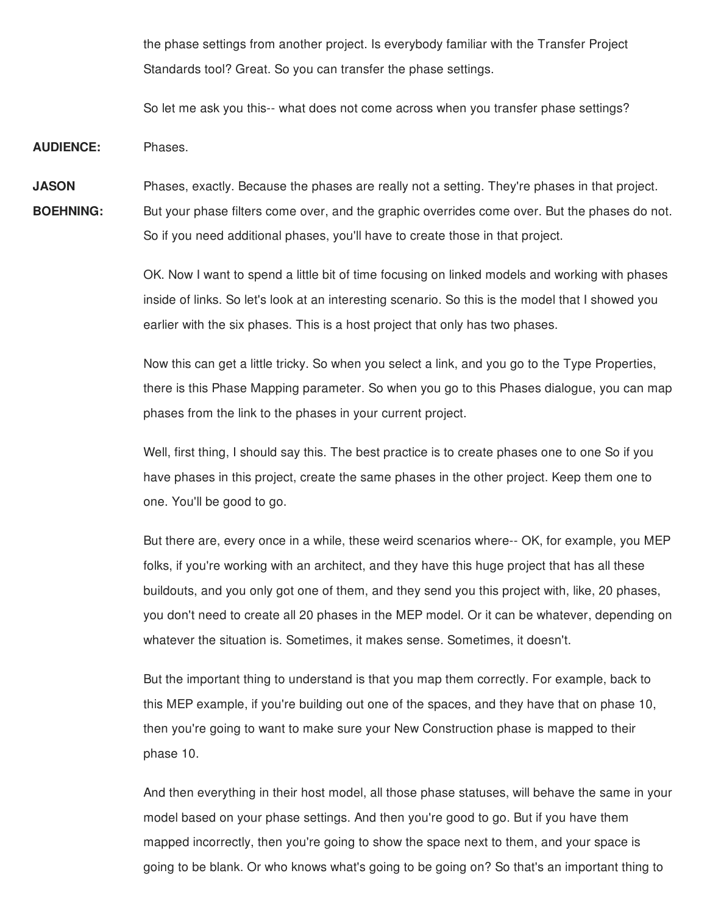the phase settings from another project. Is everybody familiar with the Transfer Project Standards tool? Great. So you can transfer the phase settings.

So let me ask you this-- what does not come across when you transfer phase settings?

**AUDIENCE:** Phases.

**JASON BOEHNING:** Phases, exactly. Because the phases are really not a setting. They're phases in that project. But your phase filters come over, and the graphic overrides come over. But the phases do not. So if you need additional phases, you'll have to create those in that project.

OK. Now I want to spend a little bit of time focusing on linked models and working with phases inside of links. So let's look at an interesting scenario. So this is the model that I showed you earlier with the six phases. This is a host project that only has two phases.

Now this can get a little tricky. So when you select a link, and you go to the Type Properties, there is this Phase Mapping parameter. So when you go to this Phases dialogue, you can map phases from the link to the phases in your current project.

Well, first thing, I should say this. The best practice is to create phases one to one So if you have phases in this project, create the same phases in the other project. Keep them one to one. You'll be good to go.

But there are, every once in a while, these weird scenarios where-- OK, for example, you MEP folks, if you're working with an architect, and they have this huge project that has all these buildouts, and you only got one of them, and they send you this project with, like, 20 phases, you don't need to create all 20 phases in the MEP model. Or it can be whatever, depending on whatever the situation is. Sometimes, it makes sense. Sometimes, it doesn't.

But the important thing to understand is that you map them correctly. For example, back to this MEP example, if you're building out one of the spaces, and they have that on phase 10, then you're going to want to make sure your New Construction phase is mapped to their phase 10.

And then everything in their host model, all those phase statuses, will behave the same in your model based on your phase settings. And then you're good to go. But if you have them mapped incorrectly, then you're going to show the space next to them, and your space is going to be blank. Or who knows what's going to be going on? So that's an important thing to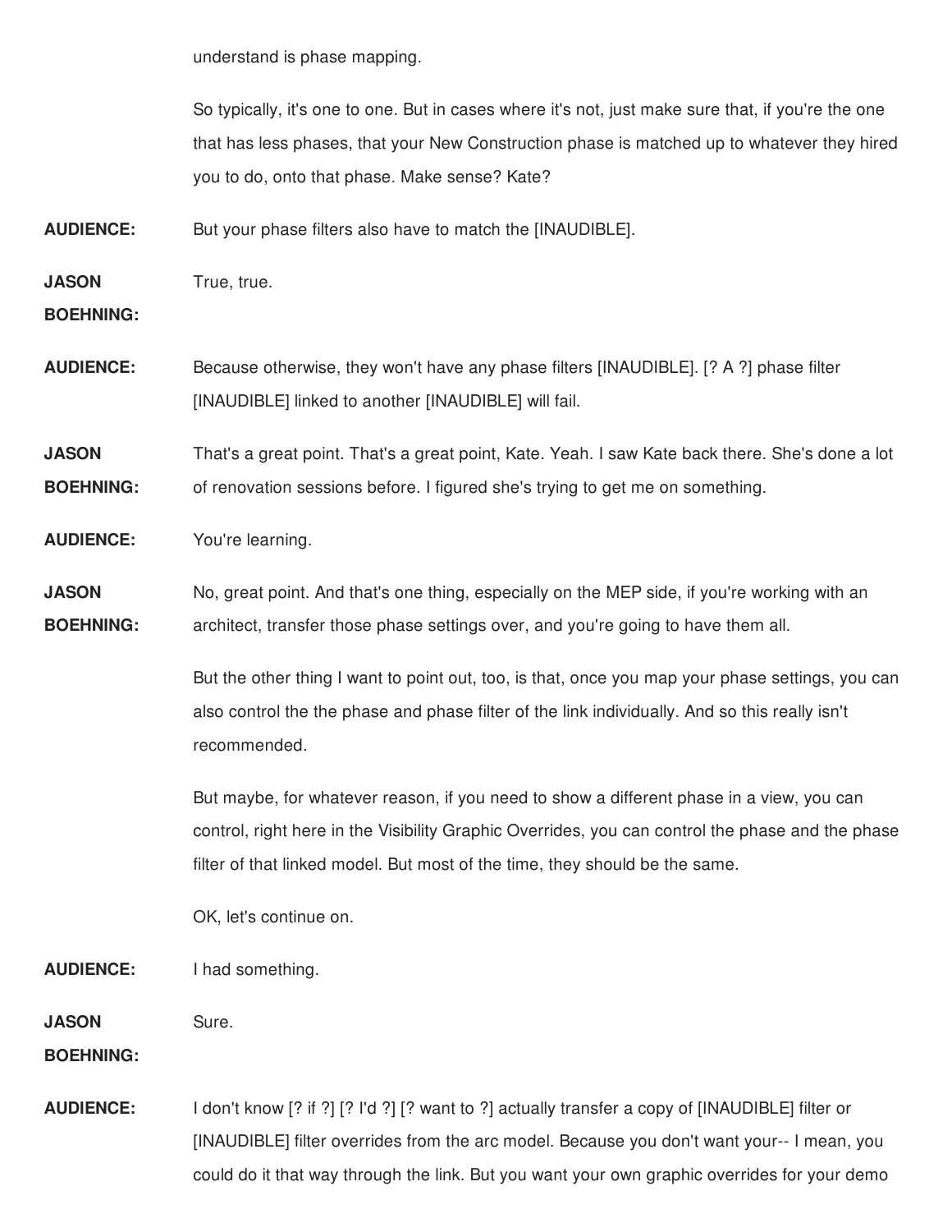understand is phase mapping.

So typically, it's one to one. But in cases where it's not, just make sure that, if you're the one that has less phases, that your New Construction phase is matched up to whatever they hired you to do, onto that phase. Make sense? Kate?

**AUDIENCE:** But your phase filters also have to match the [INAUDIBLE].

**JASON BOEHNING:** True, true.

**AUDIENCE:** Because otherwise, they won't have any phase filters [INAUDIBLE]. [? A ?] phase filter [INAUDIBLE] linked to another [INAUDIBLE] will fail.

**JASON BOEHNING:** That's a great point. That's a great point, Kate. Yeah. I saw Kate back there. She's done a lot of renovation sessions before. I figured she's trying to get me on something.

**AUDIENCE:** You're learning.

**JASON BOEHNING:** No, great point. And that's one thing, especially on the MEP side, if you're working with an architect, transfer those phase settings over, and you're going to have them all.

But the other thing I want to point out, too, is that, once you map your phase settings, you can also control the the phase and phase filter of the link individually. And so this really isn't recommended.

But maybe, for whatever reason, if you need to show a different phase in a view, you can control, right here in the Visibility Graphic Overrides, you can control the phase and the phase filter of that linked model. But most of the time, they should be the same.

OK, let's continue on.

**AUDIENCE:** I had something.

**JASON BOEHNING:** Sure.

**AUDIENCE:** I don't know [? if ?] [? I'd ?] [? want to ?] actually transfer a copy of [INAUDIBLE] filter or [INAUDIBLE] filter overrides from the arc model. Because you don't want your-- I mean, you could do it that way through the link. But you want your own graphic overrides for your demo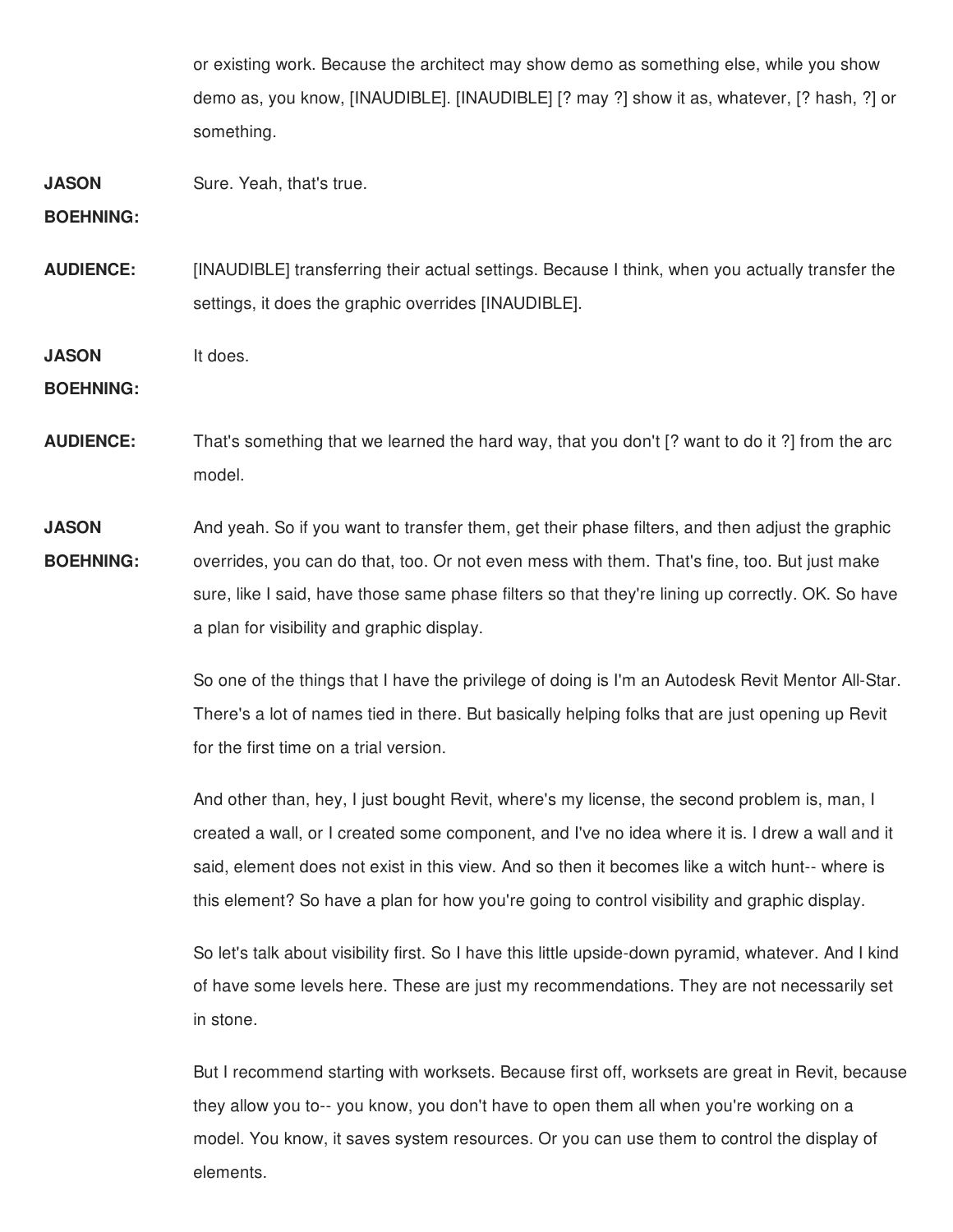or existing work. Because the architect may show demo as something else, while you show demo as, you know, [INAUDIBLE]. [INAUDIBLE] [? may ?] show it as, whatever, [? hash, ?] or something.

**JASON BOEHNING:** Sure. Yeah, that's true.

**AUDIENCE:** [INAUDIBLE] transferring their actual settings. Because I think, when you actually transfer the settings, it does the graphic overrides [INAUDIBLE].

**JASON BOEHNING:** It does.

**AUDIENCE:** That's something that we learned the hard way, that you don't [? want to do it ?] from the arc model.

**JASON BOEHNING:** And yeah. So if you want to transfer them, get their phase filters, and then adjust the graphic overrides, you can do that, too. Or not even mess with them. That's fine, too. But just make sure, like I said, have those same phase filters so that they're lining up correctly. OK. So have a plan for visibility and graphic display.

So one of the things that I have the privilege of doing is I'm an Autodesk Revit Mentor All-Star. There's a lot of names tied in there. But basically helping folks that are just opening up Revit for the first time on a trial version.

And other than, hey, I just bought Revit, where's my license, the second problem is, man, I created a wall, or I created some component, and I've no idea where it is. I drew a wall and it said, element does not exist in this view. And so then it becomes like a witch hunt-- where is this element? So have a plan for how you're going to control visibility and graphic display.

So let's talk about visibility first. So I have this little upside-down pyramid, whatever. And I kind of have some levels here. These are just my recommendations. They are not necessarily set in stone.

But I recommend starting with worksets. Because first off, worksets are great in Revit, because they allow you to-- you know, you don't have to open them all when you're working on a model. You know, it saves system resources. Or you can use them to control the display of elements.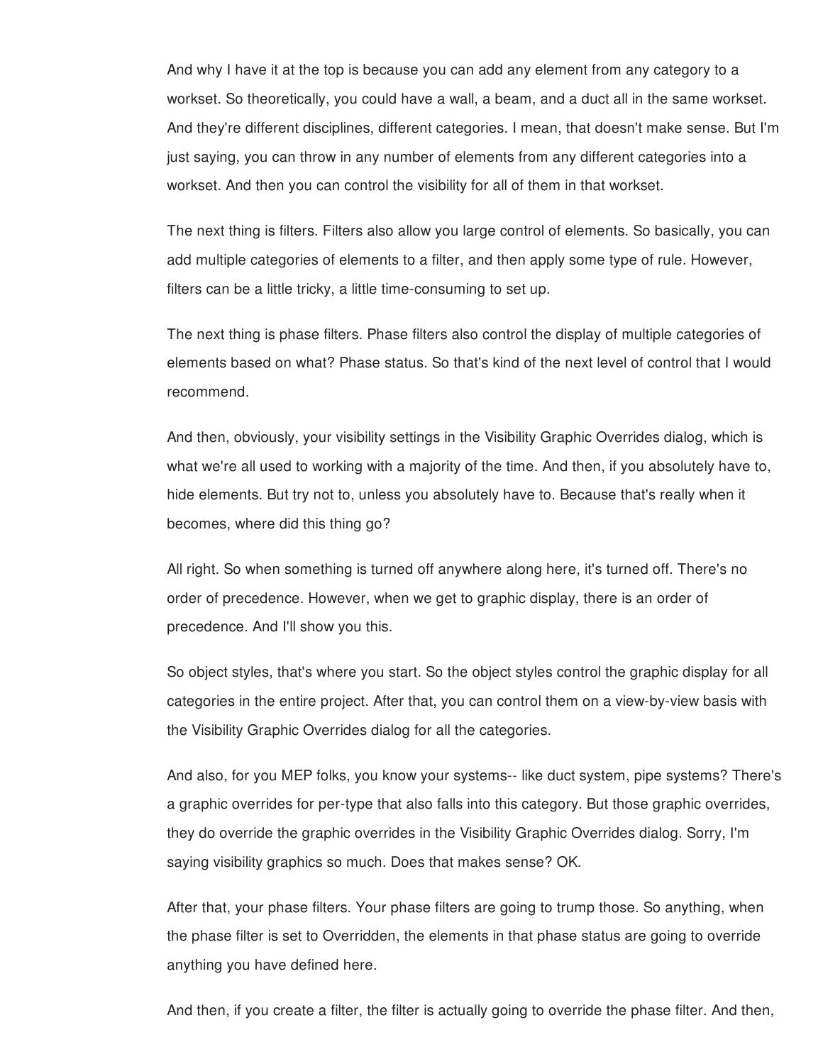And why I have it at the top is because you can add any element from any category to a workset. So theoretically, you could have a wall, a beam, and a duct all in the same workset. And they're different disciplines, different categories. I mean, that doesn't make sense. But I'm just saying, you can throw in any number of elements from any different categories into a workset. And then you can control the visibility for all of them in that workset.

The next thing is filters. Filters also allow you large control of elements. So basically, you can add multiple categories of elements to a filter, and then apply some type of rule. However, filters can be a little tricky, a little time-consuming to set up.

The next thing is phase filters. Phase filters also control the display of multiple categories of elements based on what? Phase status. So that's kind of the next level of control that I would recommend.

And then, obviously, your visibility settings in the Visibility Graphic Overrides dialog, which is what we're all used to working with a majority of the time. And then, if you absolutely have to, hide elements. But try not to, unless you absolutely have to. Because that's really when it becomes, where did this thing go?

All right. So when something is turned off anywhere along here, it's turned off. There's no order of precedence. However, when we get to graphic display, there is an order of precedence. And I'll show you this.

So object styles, that's where you start. So the object styles control the graphic display for all categories in the entire project. After that, you can control them on a view-by-view basis with the Visibility Graphic Overrides dialog for all the categories.

And also, for you MEP folks, you know your systems-- like duct system, pipe systems? There's a graphic overrides for per-type that also falls into this category. But those graphic overrides, they do override the graphic overrides in the Visibility Graphic Overrides dialog. Sorry, I'm saying visibility graphics so much. Does that makes sense? OK.

After that, your phase filters. Your phase filters are going to trump those. So anything, when the phase filter is set to Overridden, the elements in that phase status are going to override anything you have defined here.

And then, if you create a filter, the filter is actually going to override the phase filter. And then,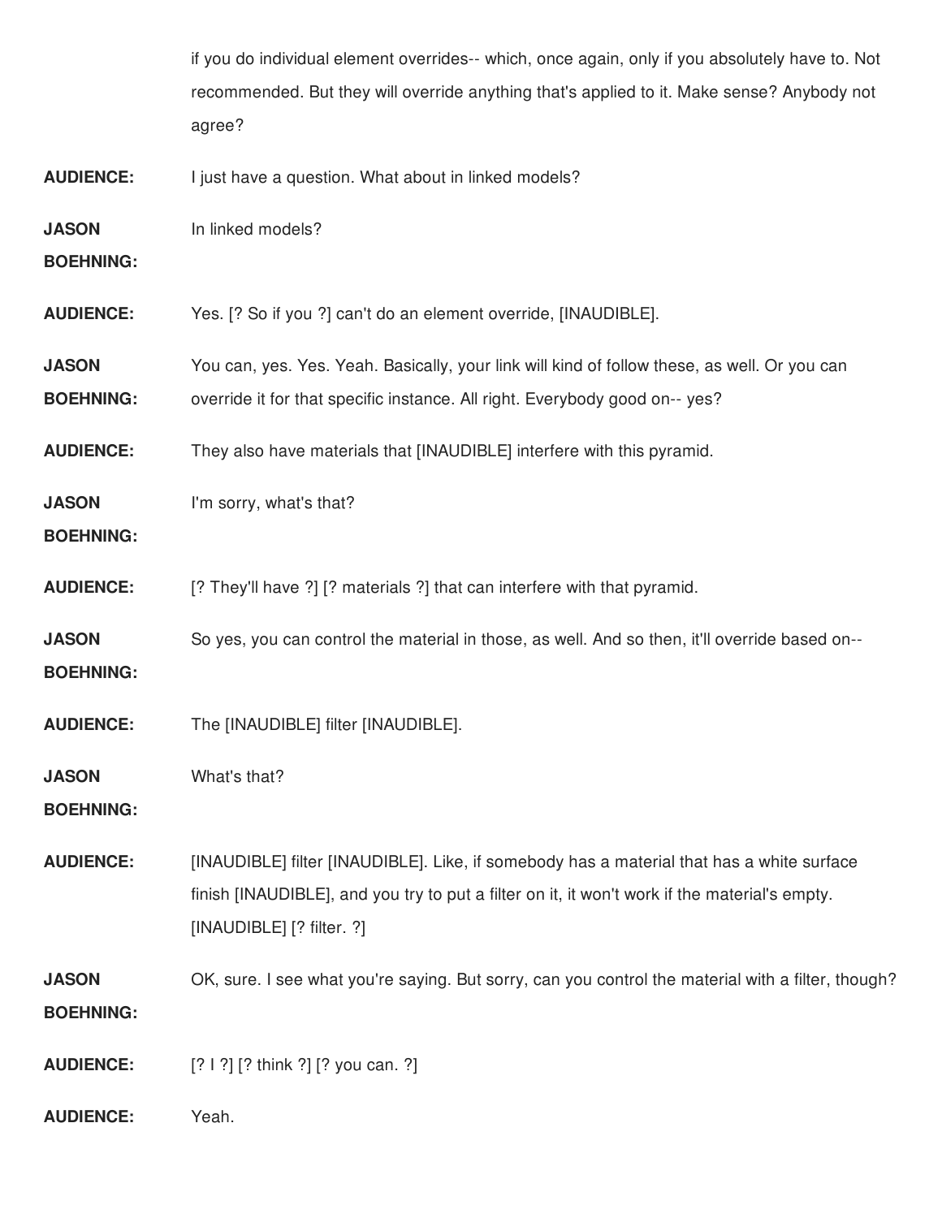if you do individual element overrides-- which, once again, only if you absolutely have to. Not recommended. But they will override anything that's applied to it. Make sense? Anybody not agree?

**AUDIENCE:** I just have a question. What about in linked models?

**JASON BOEHNING:** In linked models?

**AUDIENCE:** Yes. [? So if you ?] can't do an element override, [INAUDIBLE].

**JASON BOEHNING:** You can, yes. Yes. Yeah. Basically, your link will kind of follow these, as well. Or you can override it for that specific instance. All right. Everybody good on-- yes?

**AUDIENCE:** They also have materials that [INAUDIBLE] interfere with this pyramid.

**JASON BOEHNING:** I'm sorry, what's that?

**AUDIENCE:** [? They'll have ?] [? materials ?] that can interfere with that pyramid.

**JASON BOEHNING:** So yes, you can control the material in those, as well. And so then, it'll override based on--

**AUDIENCE:** The [INAUDIBLE] filter [INAUDIBLE].

**JASON BOEHNING:** What's that?

**AUDIENCE:** [INAUDIBLE] filter [INAUDIBLE]. Like, if somebody has a material that has a white surface finish [INAUDIBLE], and you try to put a filter on it, it won't work if the material's empty. [INAUDIBLE] [? filter. ?]

**JASON BOEHNING:** OK, sure. I see what you're saying. But sorry, can you control the material with a filter, though?

**AUDIENCE:** [? I ?] [? think ?] [? you can. ?]

**AUDIENCE:** Yeah.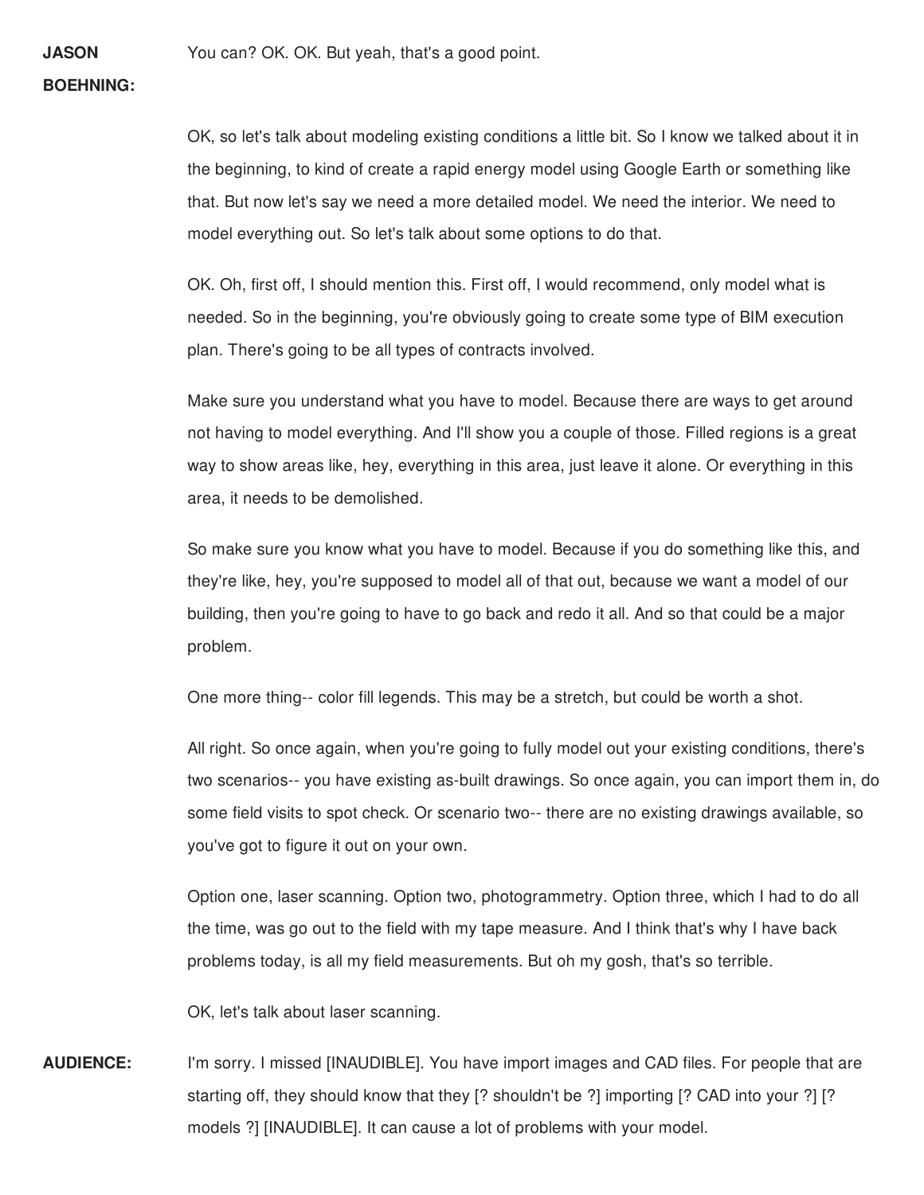**JASON BOEHNING:** You can? OK. OK. But yeah, that's a good point.

OK, so let's talk about modeling existing conditions a little bit. So I know we talked about it in the beginning, to kind of create a rapid energy model using Google Earth or something like that. But now let's say we need a more detailed model. We need the interior. We need to model everything out. So let's talk about some options to do that.

OK. Oh, first off, I should mention this. First off, I would recommend, only model what is needed. So in the beginning, you're obviously going to create some type of BIM execution plan. There's going to be all types of contracts involved.

Make sure you understand what you have to model. Because there are ways to get around not having to model everything. And I'll show you a couple of those. Filled regions is a great way to show areas like, hey, everything in this area, just leave it alone. Or everything in this area, it needs to be demolished.

So make sure you know what you have to model. Because if you do something like this, and they're like, hey, you're supposed to model all of that out, because we want a model of our building, then you're going to have to go back and redo it all. And so that could be a major problem.

One more thing-- color fill legends. This may be a stretch, but could be worth a shot.

All right. So once again, when you're going to fully model out your existing conditions, there's two scenarios-- you have existing as-built drawings. So once again, you can import them in, do some field visits to spot check. Or scenario two-- there are no existing drawings available, so you've got to figure it out on your own.

Option one, laser scanning. Option two, photogrammetry. Option three, which I had to do all the time, was go out to the field with my tape measure. And I think that's why I have back problems today, is all my field measurements. But oh my gosh, that's so terrible.

OK, let's talk about laser scanning.

**AUDIENCE:** I'm sorry. I missed [INAUDIBLE]. You have import images and CAD files. For people that are starting off, they should know that they [? shouldn't be ?] importing [? CAD into your ?] [? models ?] [INAUDIBLE]. It can cause a lot of problems with your model.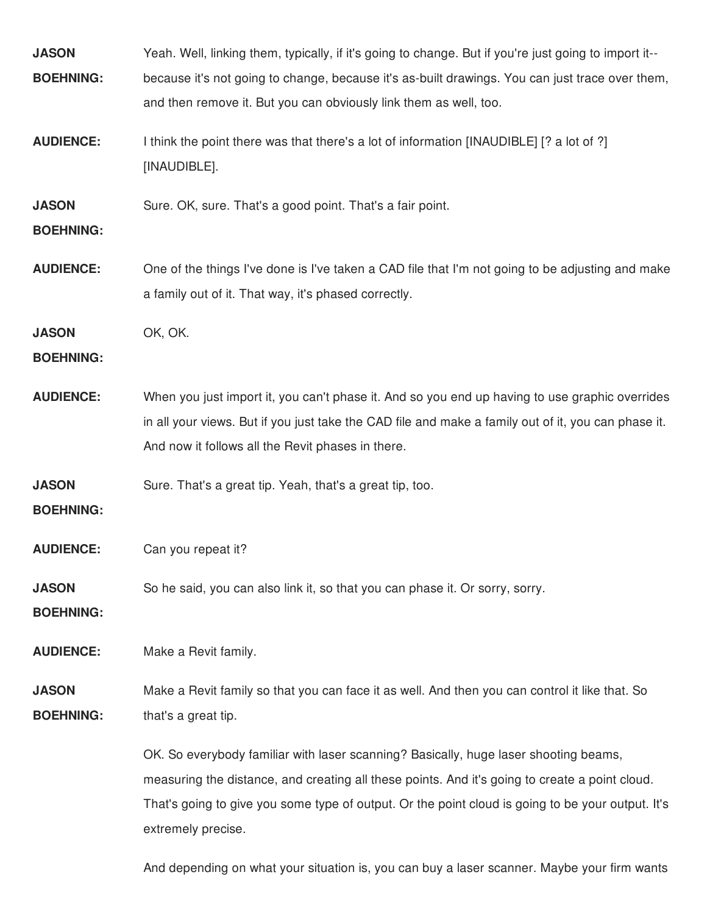**JASON BOEHNING:** Yeah. Well, linking them, typically, if it's going to change. But if you're just going to import it-- because it's not going to change, because it's as-built drawings. You can just trace over them, and then remove it. But you can obviously link them as well, too.

**AUDIENCE:** I think the point there was that there's a lot of information [INAUDIBLE] [? a lot of ?] [INAUDIBLE].

**JASON BOEHNING:** Sure. OK, sure. That's a good point. That's a fair point.

**AUDIENCE:** One of the things I've done is I've taken a CAD file that I'm not going to be adjusting and make a family out of it. That way, it's phased correctly.

**JASON BOEHNING:** OK, OK.

**AUDIENCE:** When you just import it, you can't phase it. And so you end up having to use graphic overrides in all your views. But if you just take the CAD file and make a family out of it, you can phase it. And now it follows all the Revit phases in there.

**JASON BOEHNING:** Sure. That's a great tip. Yeah, that's a great tip, too.

**AUDIENCE:** Can you repeat it?

**JASON BOEHNING:** So he said, you can also link it, so that you can phase it. Or sorry, sorry.

**AUDIENCE:** Make a Revit family.

**JASON BOEHNING:** Make a Revit family so that you can face it as well. And then you can control it like that. So that's a great tip.

OK. So everybody familiar with laser scanning? Basically, huge laser shooting beams, measuring the distance, and creating all these points. And it's going to create a point cloud. That's going to give you some type of output. Or the point cloud is going to be your output. It's extremely precise.

And depending on what your situation is, you can buy a laser scanner. Maybe your firm wants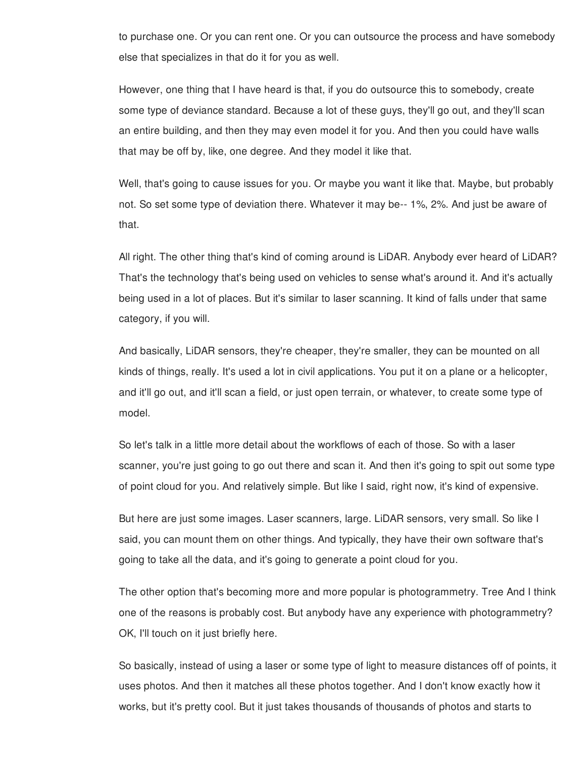to purchase one. Or you can rent one. Or you can outsource the process and have somebody else that specializes in that do it for you as well.

However, one thing that I have heard is that, if you do outsource this to somebody, create some type of deviance standard. Because a lot of these guys, they'll go out, and they'll scan an entire building, and then they may even model it for you. And then you could have walls that may be off by, like, one degree. And they model it like that.

Well, that's going to cause issues for you. Or maybe you want it like that. Maybe, but probably not. So set some type of deviation there. Whatever it may be-- 1%, 2%. And just be aware of that.

All right. The other thing that's kind of coming around is LiDAR. Anybody ever heard of LiDAR? That's the technology that's being used on vehicles to sense what's around it. And it's actually being used in a lot of places. But it's similar to laser scanning. It kind of falls under that same category, if you will.

And basically, LiDAR sensors, they're cheaper, they're smaller, they can be mounted on all kinds of things, really. It's used a lot in civil applications. You put it on a plane or a helicopter, and it'll go out, and it'll scan a field, or just open terrain, or whatever, to create some type of model.

So let's talk in a little more detail about the workflows of each of those. So with a laser scanner, you're just going to go out there and scan it. And then it's going to spit out some type of point cloud for you. And relatively simple. But like I said, right now, it's kind of expensive.

But here are just some images. Laser scanners, large. LiDAR sensors, very small. So like I said, you can mount them on other things. And typically, they have their own software that's going to take all the data, and it's going to generate a point cloud for you.

The other option that's becoming more and more popular is photogrammetry. Tree And I think one of the reasons is probably cost. But anybody have any experience with photogrammetry? OK, I'll touch on it just briefly here.

So basically, instead of using a laser or some type of light to measure distances off of points, it uses photos. And then it matches all these photos together. And I don't know exactly how it works, but it's pretty cool. But it just takes thousands of thousands of photos and starts to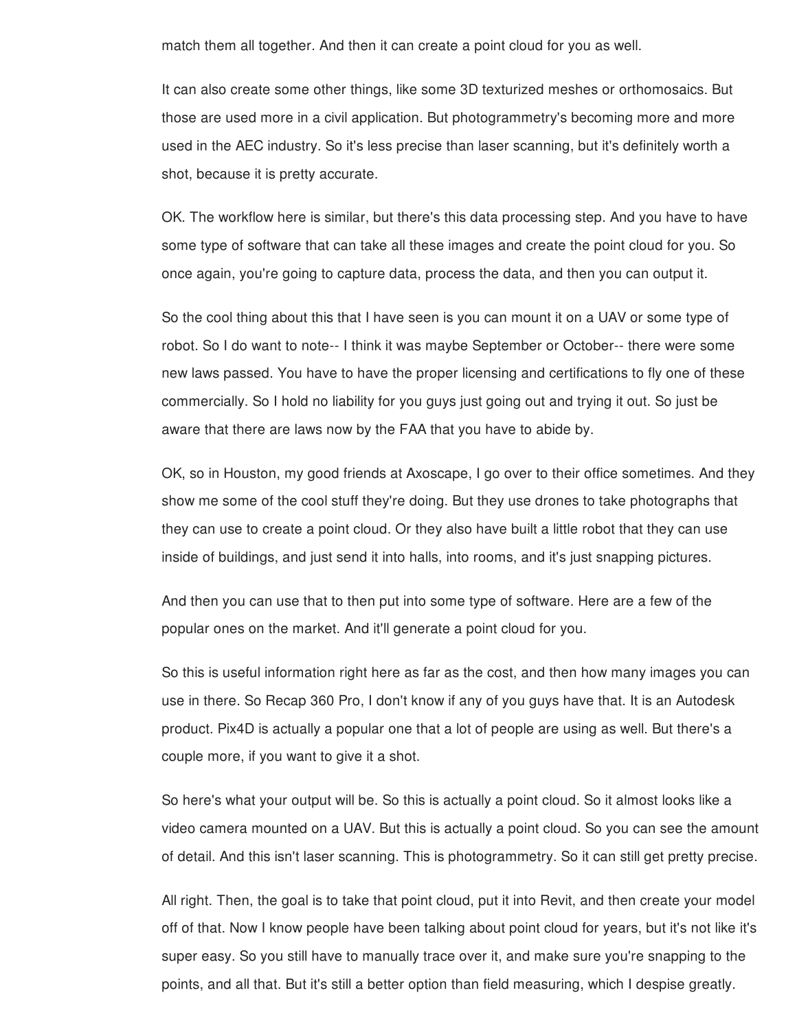match them all together. And then it can create a point cloud for you as well.

It can also create some other things, like some 3D texturized meshes or orthomosaics. But those are used more in a civil application. But photogrammetry's becoming more and more used in the AEC industry. So it's less precise than laser scanning, but it's definitely worth a shot, because it is pretty accurate.

OK. The workflow here is similar, but there's this data processing step. And you have to have some type of software that can take all these images and create the point cloud for you. So once again, you're going to capture data, process the data, and then you can output it.

So the cool thing about this that I have seen is you can mount it on a UAV or some type of robot. So I do want to note-- I think it was maybe September or October-- there were some new laws passed. You have to have the proper licensing and certifications to fly one of these commercially. So I hold no liability for you guys just going out and trying it out. So just be aware that there are laws now by the FAA that you have to abide by.

OK, so in Houston, my good friends at Axoscape, I go over to their office sometimes. And they show me some of the cool stuff they're doing. But they use drones to take photographs that they can use to create a point cloud. Or they also have built a little robot that they can use inside of buildings, and just send it into halls, into rooms, and it's just snapping pictures.

And then you can use that to then put into some type of software. Here are a few of the popular ones on the market. And it'll generate a point cloud for you.

So this is useful information right here as far as the cost, and then how many images you can use in there. So Recap 360 Pro, I don't know if any of you guys have that. It is an Autodesk product. Pix4D is actually a popular one that a lot of people are using as well. But there's a couple more, if you want to give it a shot.

So here's what your output will be. So this is actually a point cloud. So it almost looks like a video camera mounted on a UAV. But this is actually a point cloud. So you can see the amount of detail. And this isn't laser scanning. This is photogrammetry. So it can still get pretty precise.

All right. Then, the goal is to take that point cloud, put it into Revit, and then create your model off of that. Now I know people have been talking about point cloud for years, but it's not like it's super easy. So you still have to manually trace over it, and make sure you're snapping to the points, and all that. But it's still a better option than field measuring, which I despise greatly.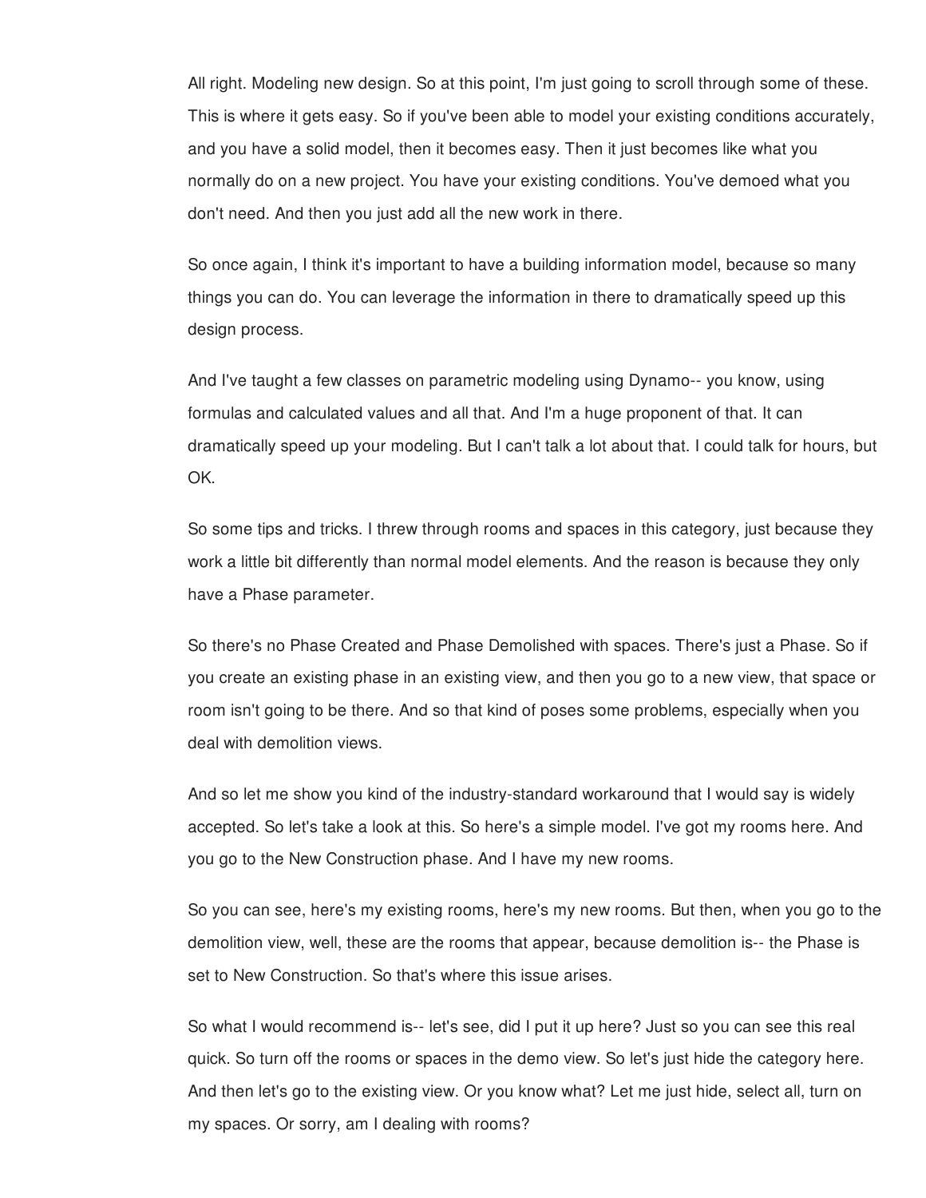All right. Modeling new design. So at this point, I'm just going to scroll through some of these. This is where it gets easy. So if you've been able to model your existing conditions accurately, and you have a solid model, then it becomes easy. Then it just becomes like what you normally do on a new project. You have your existing conditions. You've demoed what you don't need. And then you just add all the new work in there.

So once again, I think it's important to have a building information model, because so many things you can do. You can leverage the information in there to dramatically speed up this design process.

And I've taught a few classes on parametric modeling using Dynamo-- you know, using formulas and calculated values and all that. And I'm a huge proponent of that. It can dramatically speed up your modeling. But I can't talk a lot about that. I could talk for hours, but OK.

So some tips and tricks. I threw through rooms and spaces in this category, just because they work a little bit differently than normal model elements. And the reason is because they only have a Phase parameter.

So there's no Phase Created and Phase Demolished with spaces. There's just a Phase. So if you create an existing phase in an existing view, and then you go to a new view, that space or room isn't going to be there. And so that kind of poses some problems, especially when you deal with demolition views.

And so let me show you kind of the industry-standard workaround that I would say is widely accepted. So let's take a look at this. So here's a simple model. I've got my rooms here. And you go to the New Construction phase. And I have my new rooms.

So you can see, here's my existing rooms, here's my new rooms. But then, when you go to the demolition view, well, these are the rooms that appear, because demolition is-- the Phase is set to New Construction. So that's where this issue arises.

So what I would recommend is-- let's see, did I put it up here? Just so you can see this real quick. So turn off the rooms or spaces in the demo view. So let's just hide the category here. And then let's go to the existing view. Or you know what? Let me just hide, select all, turn on my spaces. Or sorry, am I dealing with rooms?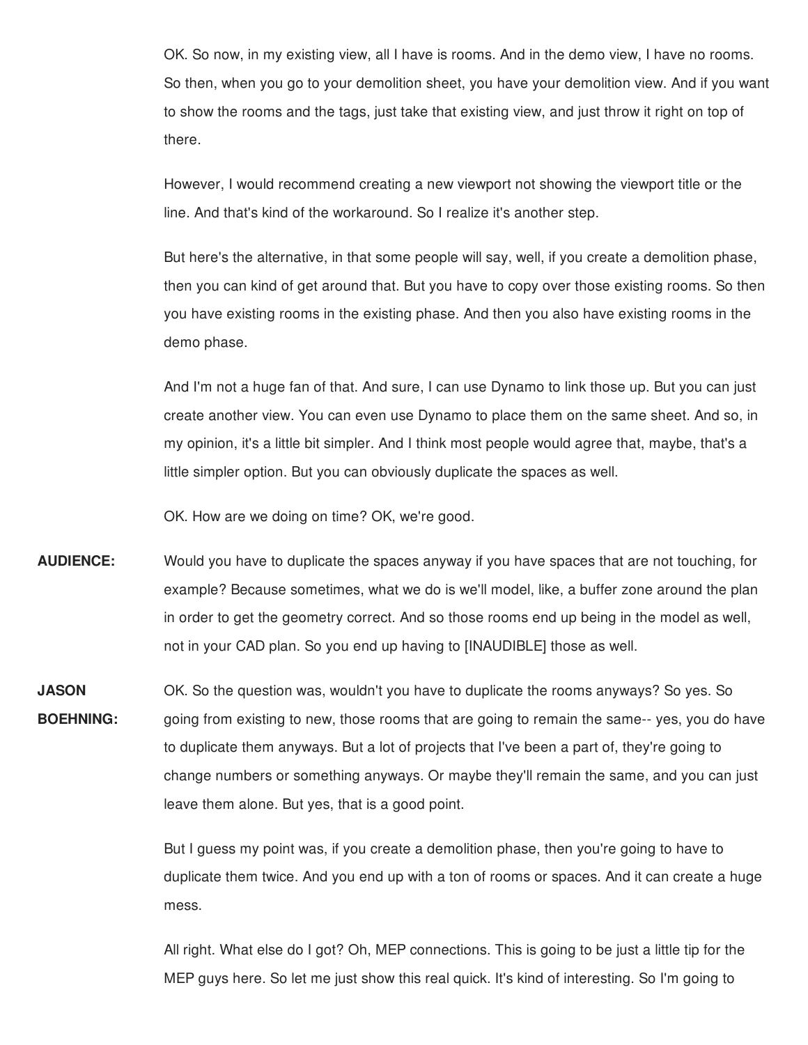OK. So now, in my existing view, all I have is rooms. And in the demo view, I have no rooms. So then, when you go to your demolition sheet, you have your demolition view. And if you want to show the rooms and the tags, just take that existing view, and just throw it right on top of there.

However, I would recommend creating a new viewport not showing the viewport title or the line. And that's kind of the workaround. So I realize it's another step.

But here's the alternative, in that some people will say, well, if you create a demolition phase, then you can kind of get around that. But you have to copy over those existing rooms. So then you have existing rooms in the existing phase. And then you also have existing rooms in the demo phase.

And I'm not a huge fan of that. And sure, I can use Dynamo to link those up. But you can just create another view. You can even use Dynamo to place them on the same sheet. And so, in my opinion, it's a little bit simpler. And I think most people would agree that, maybe, that's a little simpler option. But you can obviously duplicate the spaces as well.

OK. How are we doing on time? OK, we're good.

**AUDIENCE:** Would you have to duplicate the spaces anyway if you have spaces that are not touching, for example? Because sometimes, what we do is we'll model, like, a buffer zone around the plan in order to get the geometry correct. And so those rooms end up being in the model as well, not in your CAD plan. So you end up having to [INAUDIBLE] those as well.

**JASON BOEHNING:** OK. So the question was, wouldn't you have to duplicate the rooms anyways? So yes. So going from existing to new, those rooms that are going to remain the same-- yes, you do have to duplicate them anyways. But a lot of projects that I've been a part of, they're going to change numbers or something anyways. Or maybe they'll remain the same, and you can just leave them alone. But yes, that is a good point.

But I guess my point was, if you create a demolition phase, then you're going to have to duplicate them twice. And you end up with a ton of rooms or spaces. And it can create a huge mess.

All right. What else do I got? Oh, MEP connections. This is going to be just a little tip for the MEP guys here. So let me just show this real quick. It's kind of interesting. So I'm going to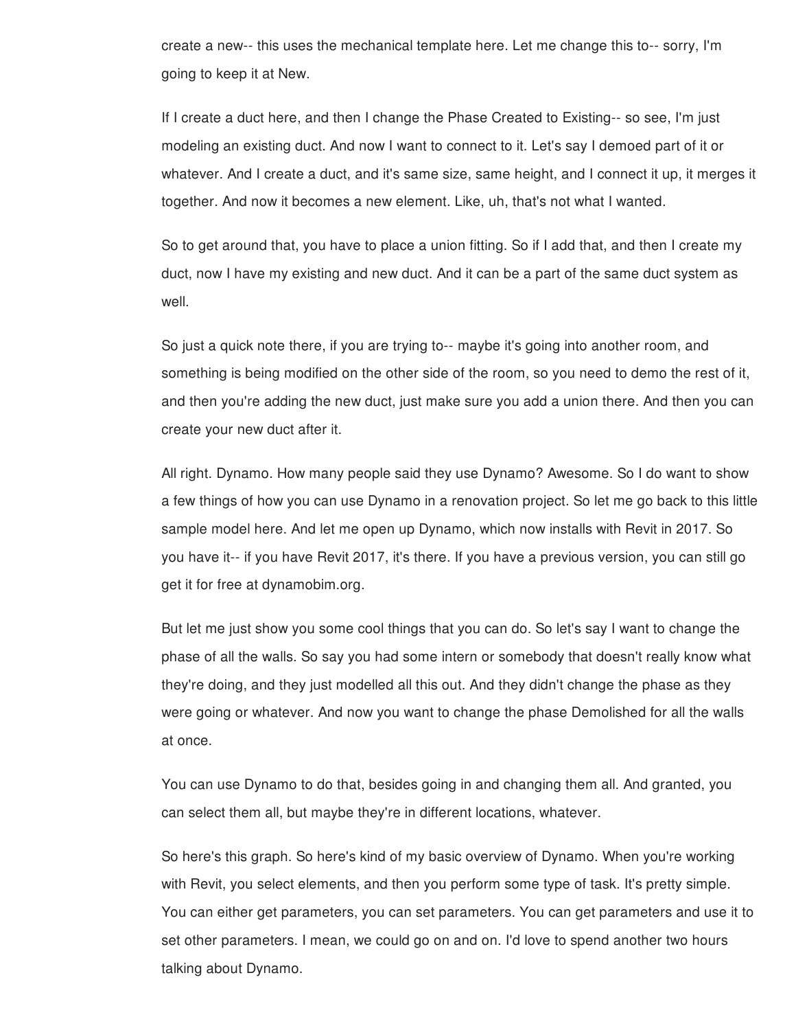create a new-- this uses the mechanical template here. Let me change this to-- sorry, I'm going to keep it at New.

If I create a duct here, and then I change the Phase Created to Existing-- so see, I'm just modeling an existing duct. And now I want to connect to it. Let's say I demoed part of it or whatever. And I create a duct, and it's same size, same height, and I connect it up, it merges it together. And now it becomes a new element. Like, uh, that's not what I wanted.

So to get around that, you have to place a union fitting. So if I add that, and then I create my duct, now I have my existing and new duct. And it can be a part of the same duct system as well.

So just a quick note there, if you are trying to-- maybe it's going into another room, and something is being modified on the other side of the room, so you need to demo the rest of it, and then you're adding the new duct, just make sure you add a union there. And then you can create your new duct after it.

All right. Dynamo. How many people said they use Dynamo? Awesome. So I do want to show a few things of how you can use Dynamo in a renovation project. So let me go back to this little sample model here. And let me open up Dynamo, which now installs with Revit in 2017. So you have it-- if you have Revit 2017, it's there. If you have a previous version, you can still go get it for free at dynamobim.org.

But let me just show you some cool things that you can do. So let's say I want to change the phase of all the walls. So say you had some intern or somebody that doesn't really know what they're doing, and they just modelled all this out. And they didn't change the phase as they were going or whatever. And now you want to change the phase Demolished for all the walls at once.

You can use Dynamo to do that, besides going in and changing them all. And granted, you can select them all, but maybe they're in different locations, whatever.

So here's this graph. So here's kind of my basic overview of Dynamo. When you're working with Revit, you select elements, and then you perform some type of task. It's pretty simple. You can either get parameters, you can set parameters. You can get parameters and use it to set other parameters. I mean, we could go on and on. I'd love to spend another two hours talking about Dynamo.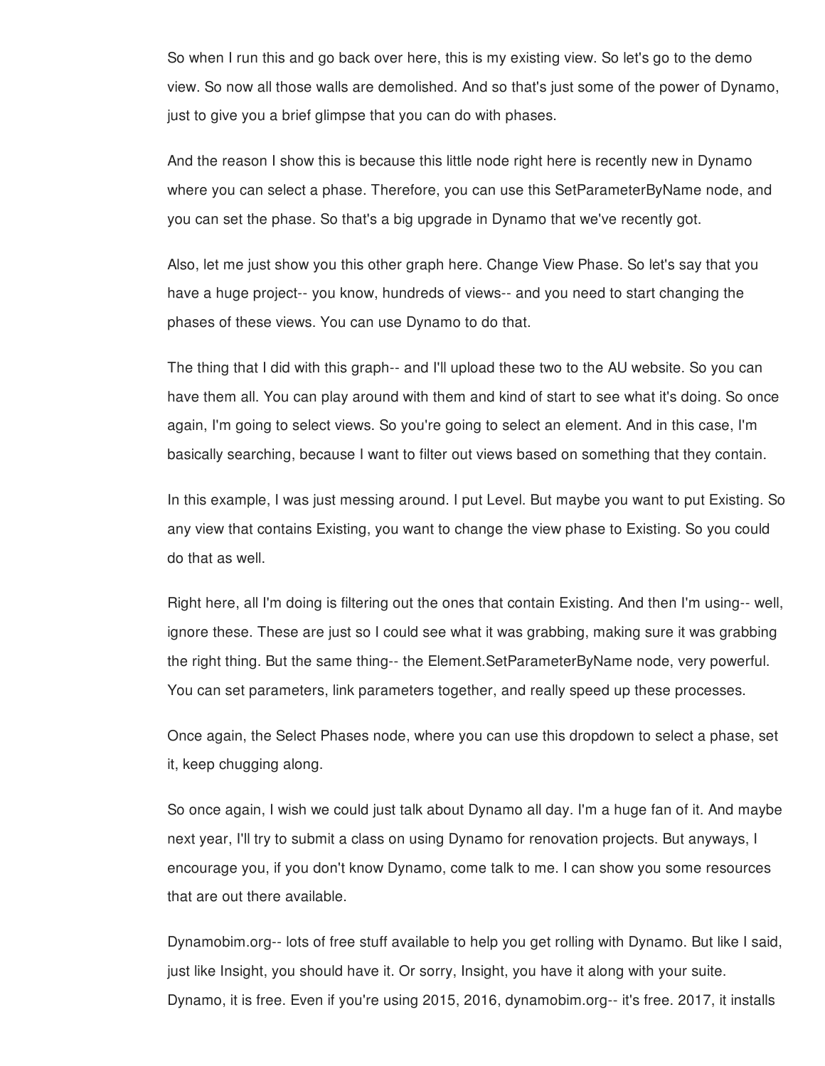So when I run this and go back over here, this is my existing view. So let's go to the demo view. So now all those walls are demolished. And so that's just some of the power of Dynamo, just to give you a brief glimpse that you can do with phases.

And the reason I show this is because this little node right here is recently new in Dynamo where you can select a phase. Therefore, you can use this SetParameterByName node, and you can set the phase. So that's a big upgrade in Dynamo that we've recently got.

Also, let me just show you this other graph here. Change View Phase. So let's say that you have a huge project-- you know, hundreds of views-- and you need to start changing the phases of these views. You can use Dynamo to do that.

The thing that I did with this graph-- and I'll upload these two to the AU website. So you can have them all. You can play around with them and kind of start to see what it's doing. So once again, I'm going to select views. So you're going to select an element. And in this case, I'm basically searching, because I want to filter out views based on something that they contain.

In this example, I was just messing around. I put Level. But maybe you want to put Existing. So any view that contains Existing, you want to change the view phase to Existing. So you could do that as well.

Right here, all I'm doing is filtering out the ones that contain Existing. And then I'm using-- well, ignore these. These are just so I could see what it was grabbing, making sure it was grabbing the right thing. But the same thing-- the Element.SetParameterByName node, very powerful. You can set parameters, link parameters together, and really speed up these processes.

Once again, the Select Phases node, where you can use this dropdown to select a phase, set it, keep chugging along.

So once again, I wish we could just talk about Dynamo all day. I'm a huge fan of it. And maybe next year, I'll try to submit a class on using Dynamo for renovation projects. But anyways, I encourage you, if you don't know Dynamo, come talk to me. I can show you some resources that are out there available.

Dynamobim.org-- lots of free stuff available to help you get rolling with Dynamo. But like I said, just like Insight, you should have it. Or sorry, Insight, you have it along with your suite. Dynamo, it is free. Even if you're using 2015, 2016, dynamobim.org-- it's free. 2017, it installs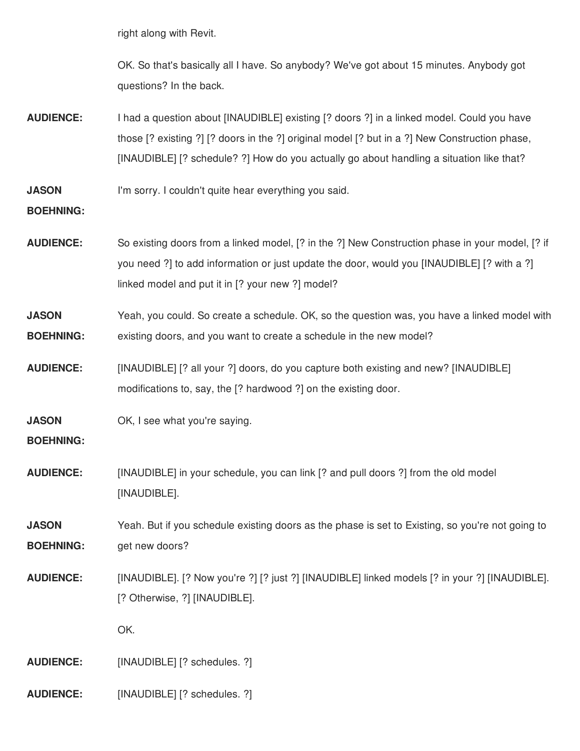right along with Revit.

OK. So that's basically all I have. So anybody? We've got about 15 minutes. Anybody got questions? In the back.

**AUDIENCE:** I had a question about [INAUDIBLE] existing [? doors ?] in a linked model. Could you have those [? existing ?] [? doors in the ?] original model [? but in a ?] New Construction phase, [INAUDIBLE] [? schedule? ?] How do you actually go about handling a situation like that?

**JASON BOEHNING:** I'm sorry. I couldn't quite hear everything you said.

**AUDIENCE:** So existing doors from a linked model, [? in the ?] New Construction phase in your model, [? if you need ?] to add information or just update the door, would you [INAUDIBLE] [? with a ?] linked model and put it in [? your new ?] model?

**JASON BOEHNING:** Yeah, you could. So create a schedule. OK, so the question was, you have a linked model with existing doors, and you want to create a schedule in the new model?

**AUDIENCE:** [INAUDIBLE] [? all your ?] doors, do you capture both existing and new? [INAUDIBLE] modifications to, say, the [? hardwood ?] on the existing door.

**JASON BOEHNING:** OK, I see what you're saying.

**AUDIENCE:** [INAUDIBLE] in your schedule, you can link [? and pull doors ?] from the old model [INAUDIBLE].

**JASON BOEHNING:** Yeah. But if you schedule existing doors as the phase is set to Existing, so you're not going to get new doors?

**AUDIENCE:** [INAUDIBLE]. [? Now you're ?] [? just ?] [INAUDIBLE] linked models [? in your ?] [INAUDIBLE]. [? Otherwise, ?] [INAUDIBLE].

OK.

**AUDIENCE:** [INAUDIBLE] [? schedules. ?]

**AUDIENCE:** [INAUDIBLE] [? schedules. ?]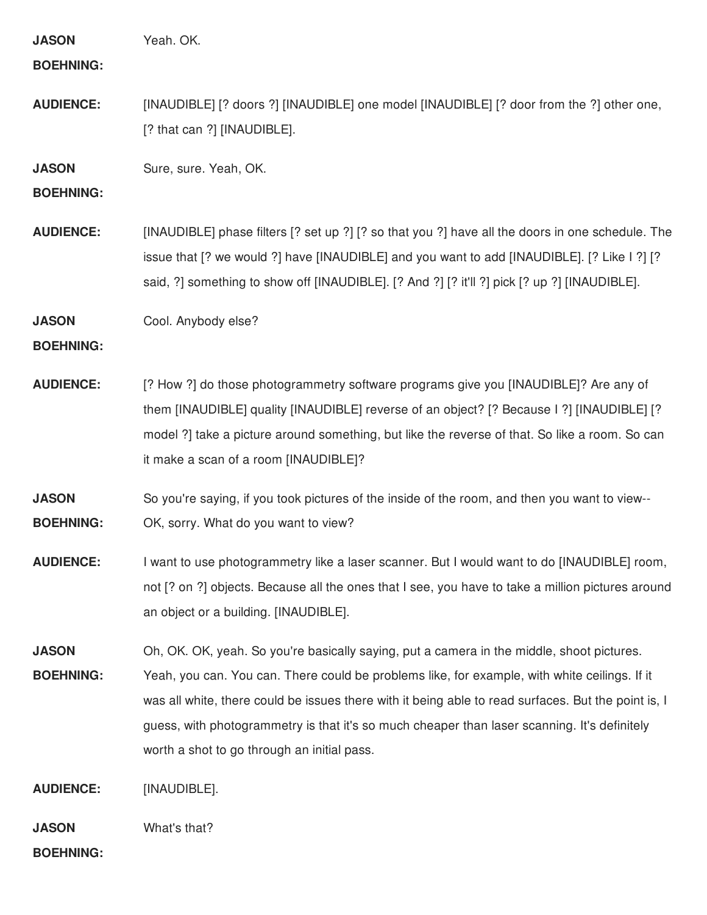**JASON BOEHNING:** Yeah. OK.

**AUDIENCE:** [INAUDIBLE] [? doors ?] [INAUDIBLE] one model [INAUDIBLE] [? door from the ?] other one, [? that can ?] [INAUDIBLE].

**JASON BOEHNING:** Sure, sure. Yeah, OK.

**AUDIENCE:** [INAUDIBLE] phase filters [? set up ?] [? so that you ?] have all the doors in one schedule. The issue that [? we would ?] have [INAUDIBLE] and you want to add [INAUDIBLE]. [? Like I ?] [? said, ?] something to show off [INAUDIBLE]. [? And ?] [? it'll ?] pick [? up ?] [INAUDIBLE].

**JASON BOEHNING:** Cool. Anybody else?

**AUDIENCE:** [? How ?] do those photogrammetry software programs give you [INAUDIBLE]? Are any of them [INAUDIBLE] quality [INAUDIBLE] reverse of an object? [? Because I ?] [INAUDIBLE] [? model ?] take a picture around something, but like the reverse of that. So like a room. So can it make a scan of a room [INAUDIBLE]?

**JASON BOEHNING:** So you're saying, if you took pictures of the inside of the room, and then you want to view-- OK, sorry. What do you want to view?

**AUDIENCE:** I want to use photogrammetry like a laser scanner. But I would want to do [INAUDIBLE] room, not [? on ?] objects. Because all the ones that I see, you have to take a million pictures around an object or a building. [INAUDIBLE].

**JASON BOEHNING:** Oh, OK. OK, yeah. So you're basically saying, put a camera in the middle, shoot pictures. Yeah, you can. You can. There could be problems like, for example, with white ceilings. If it was all white, there could be issues there with it being able to read surfaces. But the point is, I guess, with photogrammetry is that it's so much cheaper than laser scanning. It's definitely worth a shot to go through an initial pass.

**AUDIENCE:** [INAUDIBLE].

**JASON BOEHNING:** What's that?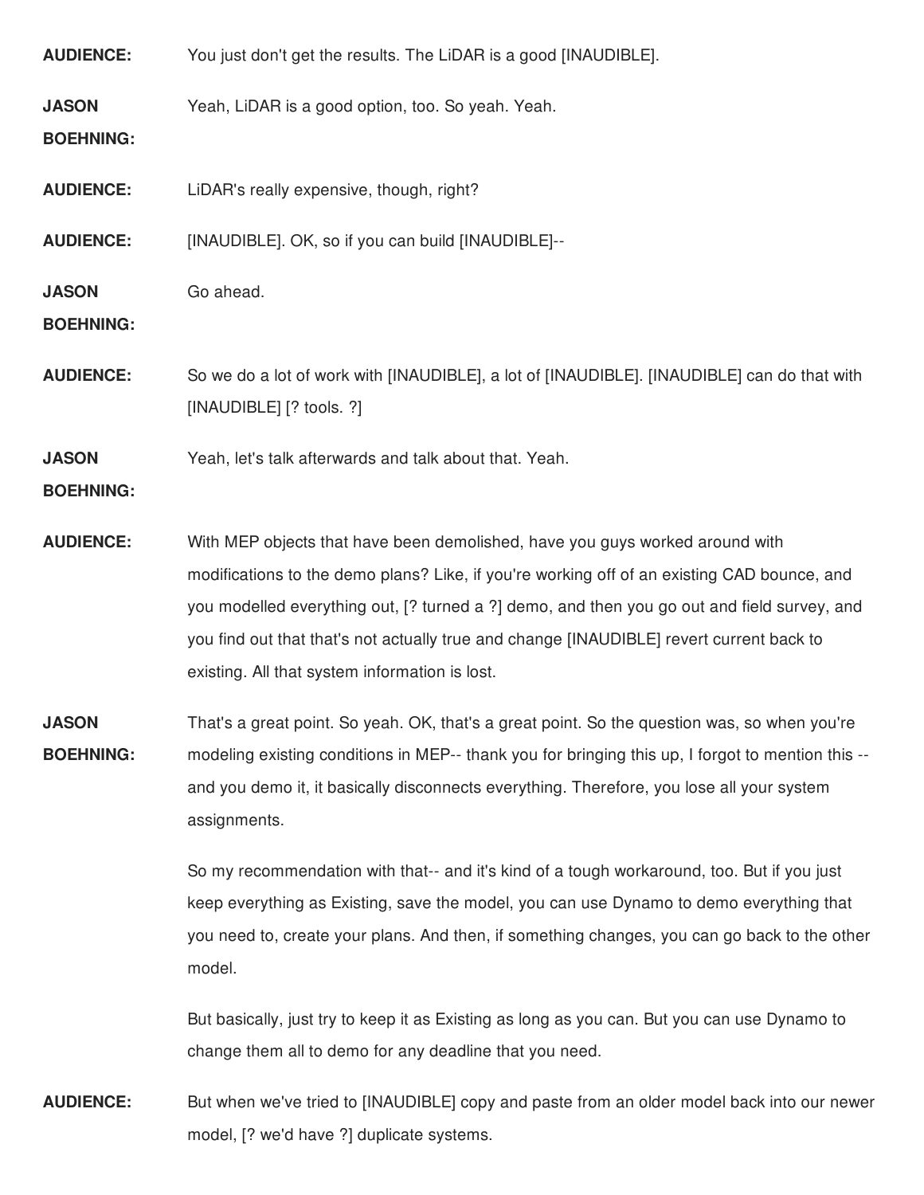**AUDIENCE:** You just don't get the results. The LiDAR is a good [INAUDIBLE].

**JASON BOEHNING:** Yeah, LiDAR is a good option, too. So yeah. Yeah.

**AUDIENCE:** LiDAR's really expensive, though, right?

**AUDIENCE:** [INAUDIBLE]. OK, so if you can build [INAUDIBLE]--

**JASON BOEHNING:** Go ahead.

**AUDIENCE:** So we do a lot of work with [INAUDIBLE], a lot of [INAUDIBLE]. [INAUDIBLE] can do that with [INAUDIBLE] [? tools. ?]

**JASON BOEHNING:** Yeah, let's talk afterwards and talk about that. Yeah.

**AUDIENCE:** With MEP objects that have been demolished, have you guys worked around with modifications to the demo plans? Like, if you're working off of an existing CAD bounce, and you modelled everything out, [? turned a ?] demo, and then you go out and field survey, and you find out that that's not actually true and change [INAUDIBLE] revert current back to existing. All that system information is lost.

**JASON BOEHNING:** That's a great point. So yeah. OK, that's a great point. So the question was, so when you're modeling existing conditions in MEP-- thank you for bringing this up, I forgot to mention this -- and you demo it, it basically disconnects everything. Therefore, you lose all your system assignments.

So my recommendation with that-- and it's kind of a tough workaround, too. But if you just keep everything as Existing, save the model, you can use Dynamo to demo everything that you need to, create your plans. And then, if something changes, you can go back to the other model.

But basically, just try to keep it as Existing as long as you can. But you can use Dynamo to change them all to demo for any deadline that you need.

**AUDIENCE:** But when we've tried to [INAUDIBLE] copy and paste from an older model back into our newer model, [? we'd have ?] duplicate systems.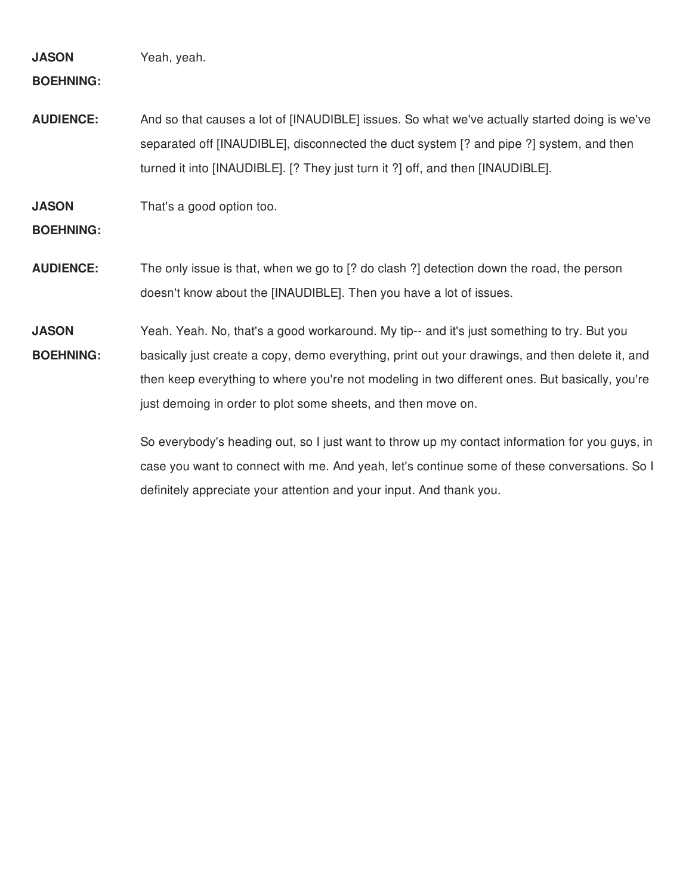**JASON BOEHNING:** Yeah, yeah.

**AUDIENCE:** And so that causes a lot of [INAUDIBLE] issues. So what we've actually started doing is we've separated off [INAUDIBLE], disconnected the duct system [? and pipe ?] system, and then turned it into [INAUDIBLE]. [? They just turn it ?] off, and then [INAUDIBLE].

**JASON BOEHNING:** That's a good option too.

**AUDIENCE:** The only issue is that, when we go to [? do clash ?] detection down the road, the person doesn't know about the [INAUDIBLE]. Then you have a lot of issues.

**JASON BOEHNING:** Yeah. Yeah. No, that's a good workaround. My tip-- and it's just something to try. But you basically just create a copy, demo everything, print out your drawings, and then delete it, and then keep everything to where you're not modeling in two different ones. But basically, you're just demoing in order to plot some sheets, and then move on.

So everybody's heading out, so I just want to throw up my contact information for you guys, in case you want to connect with me. And yeah, let's continue some of these conversations. So I definitely appreciate your attention and your input. And thank you.